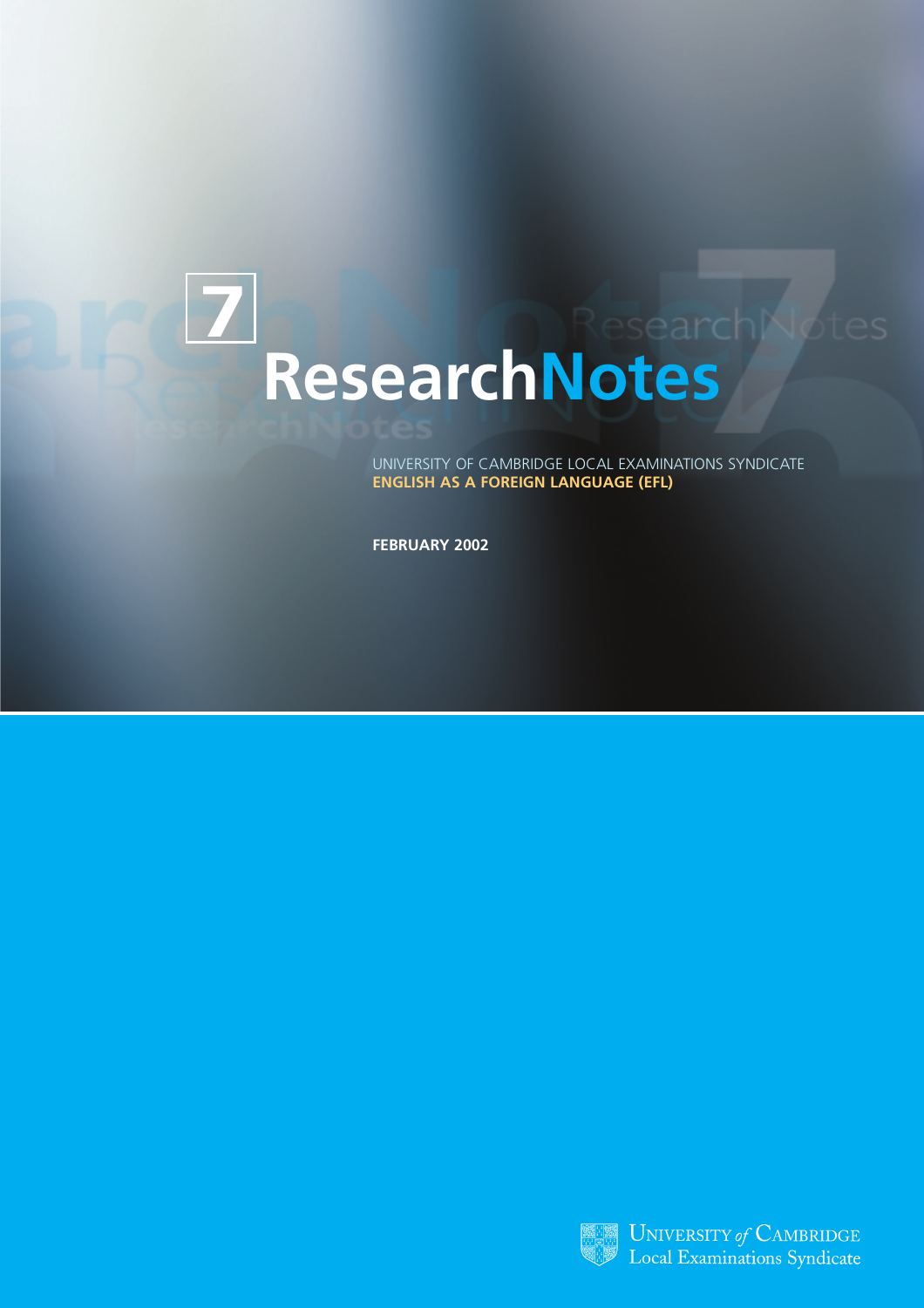7

# ResearchNotes

UNIVERSITY OF CAMBRIDGE LOCAL EXAMINATIONS SYNDICATE
**ENGLISH AS A FOREIGN LANGUAGE (EFL)**

**FEBRUARY 2002**

UNIVERSITY *of* CAMBRIDGE
Local Examinations Syndicate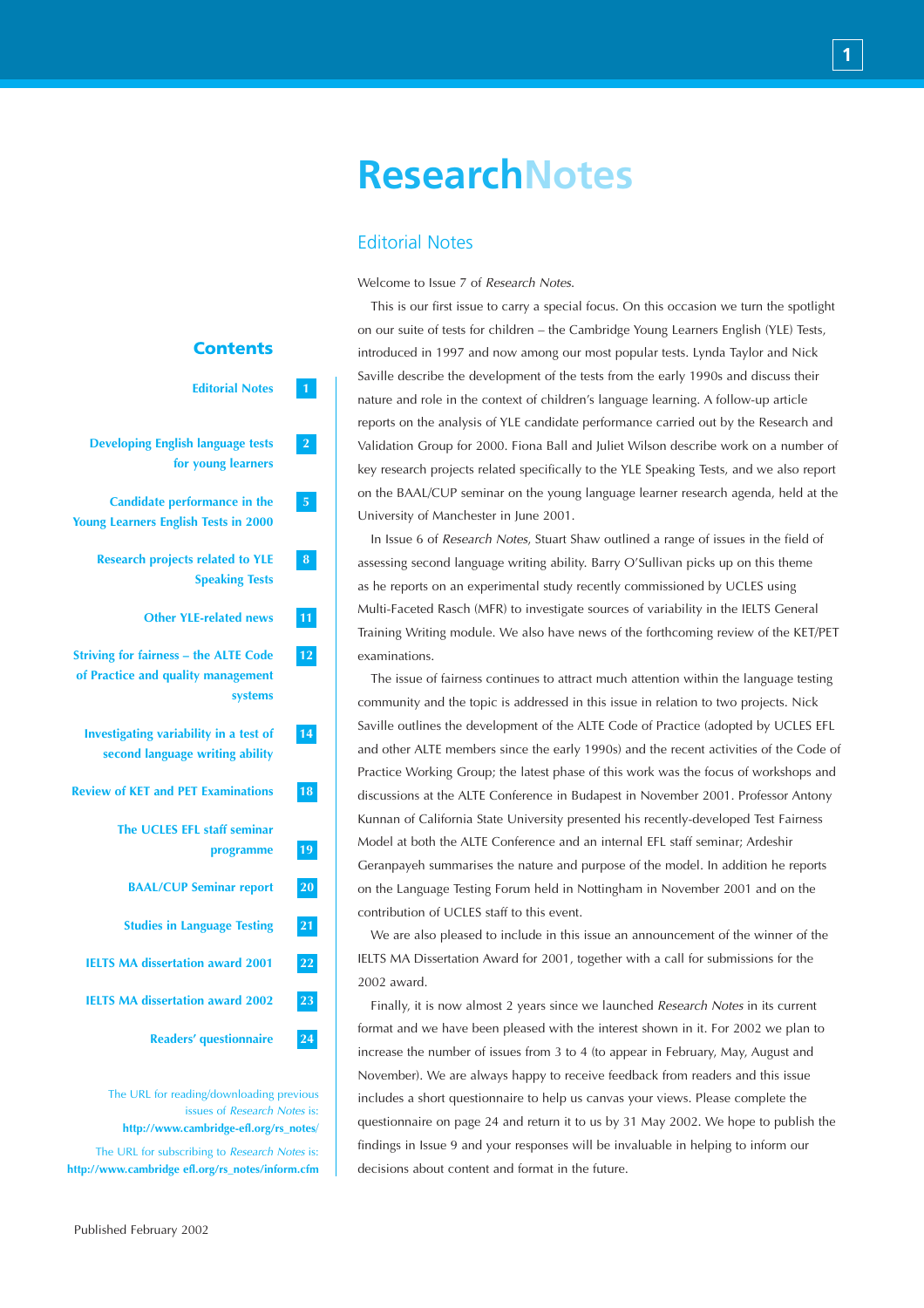# ResearchNotes

## Contents

| | |
|---|---|
| Editorial Notes | 1 |
| Developing English language tests for young learners | 2 |
| Candidate performance in the Young Learners English Tests in 2000 | 5 |
| Research projects related to YLE Speaking Tests | 8 |
| Other YLE-related news | 11 |
| Striving for fairness – the ALTE Code of Practice and quality management systems | 12 |
| Investigating variability in a test of second language writing ability | 14 |
| Review of KET and PET Examinations | 18 |
| The UCLES EFL staff seminar programme | 19 |
| BAAL/CUP Seminar report | 20 |
| Studies in Language Testing | 21 |
| IELTS MA dissertation award 2001 | 22 |
| IELTS MA dissertation award 2002 | 23 |
| Readers' questionnaire | 24 |

The URL for reading/downloading previous issues of *Research Notes* is: **http://www.cambridge-efl.org/rs_notes/**

The URL for subscribing to *Research Notes* is: **http://www.cambridge efl.org/rs_notes/inform.cfm**

Published February 2002

## Editorial Notes

Welcome to Issue 7 of *Research Notes*.

This is our first issue to carry a special focus. On this occasion we turn the spotlight on our suite of tests for children – the Cambridge Young Learners English (YLE) Tests, introduced in 1997 and now among our most popular tests. Lynda Taylor and Nick Saville describe the development of the tests from the early 1990s and discuss their nature and role in the context of children's language learning. A follow-up article reports on the analysis of YLE candidate performance carried out by the Research and Validation Group for 2000. Fiona Ball and Juliet Wilson describe work on a number of key research projects related specifically to the YLE Speaking Tests, and we also report on the BAAL/CUP seminar on the young language learner research agenda, held at the University of Manchester in June 2001.

In Issue 6 of *Research Notes*, Stuart Shaw outlined a range of issues in the field of assessing second language writing ability. Barry O'Sullivan picks up on this theme as he reports on an experimental study recently commissioned by UCLES using Multi-Faceted Rasch (MFR) to investigate sources of variability in the IELTS General Training Writing module. We also have news of the forthcoming review of the KET/PET examinations.

The issue of fairness continues to attract much attention within the language testing community and the topic is addressed in this issue in relation to two projects. Nick Saville outlines the development of the ALTE Code of Practice (adopted by UCLES EFL and other ALTE members since the early 1990s) and the recent activities of the Code of Practice Working Group; the latest phase of this work was the focus of workshops and discussions at the ALTE Conference in Budapest in November 2001. Professor Antony Kunnan of California State University presented his recently-developed Test Fairness Model at both the ALTE Conference and an internal EFL staff seminar; Ardeshir Geranpayeh summarises the nature and purpose of the model. In addition he reports on the Language Testing Forum held in Nottingham in November 2001 and on the contribution of UCLES staff to this event.

We are also pleased to include in this issue an announcement of the winner of the IELTS MA Dissertation Award for 2001, together with a call for submissions for the 2002 award.

Finally, it is now almost 2 years since we launched *Research Notes* in its current format and we have been pleased with the interest shown in it. For 2002 we plan to increase the number of issues from 3 to 4 (to appear in February, May, August and November). We are always happy to receive feedback from readers and this issue includes a short questionnaire to help us canvas your views. Please complete the questionnaire on page 24 and return it to us by 31 May 2002. We hope to publish the findings in Issue 9 and your responses will be invaluable in helping to inform our decisions about content and format in the future.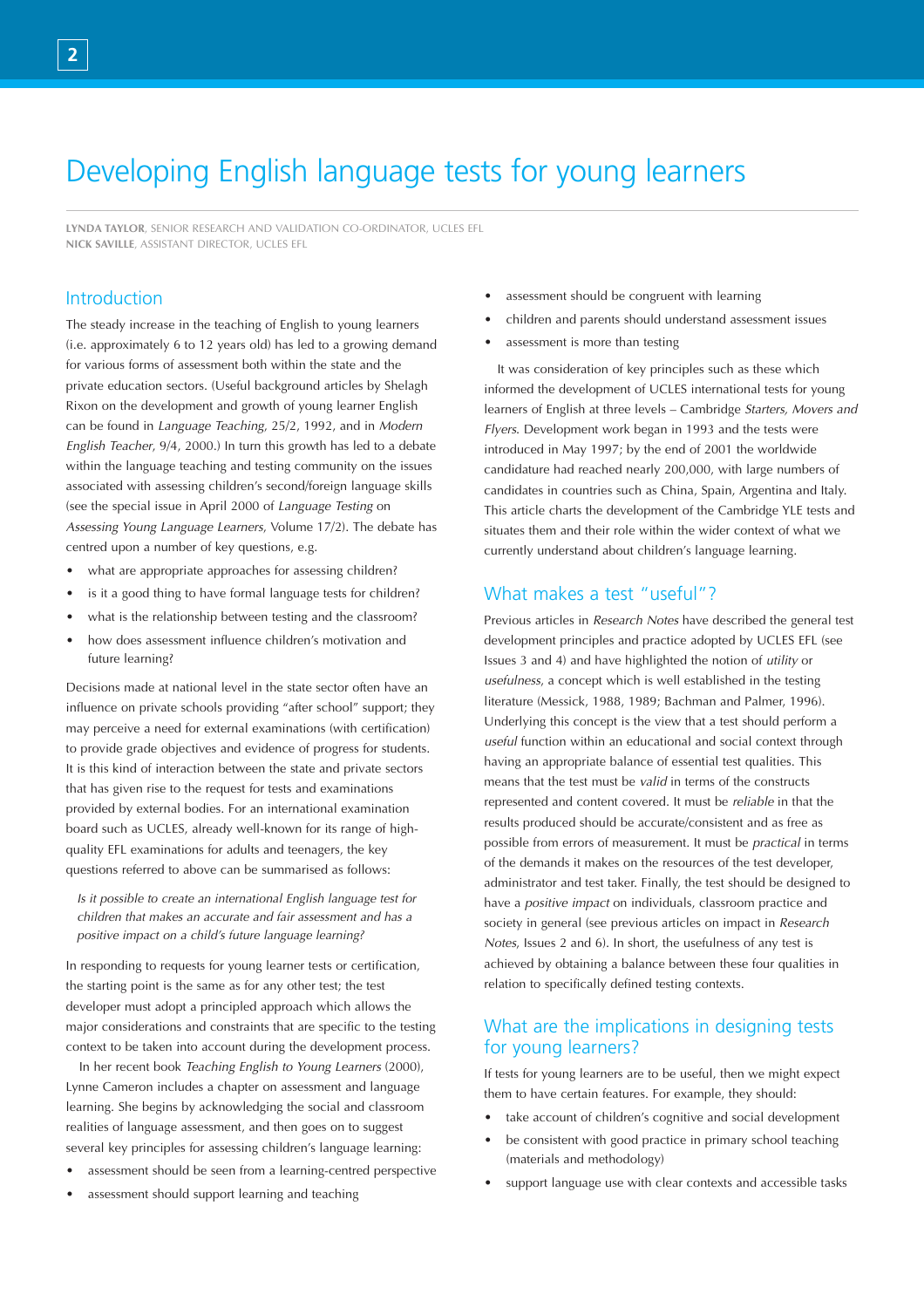# Developing English language tests for young learners

**LYNDA TAYLOR**, SENIOR RESEARCH AND VALIDATION CO-ORDINATOR, UCLES EFL
**NICK SAVILLE**, ASSISTANT DIRECTOR, UCLES EFL

## Introduction

The steady increase in the teaching of English to young learners (i.e. approximately 6 to 12 years old) has led to a growing demand for various forms of assessment both within the state and the private education sectors. (Useful background articles by Shelagh Rixon on the development and growth of young learner English can be found in *Language Teaching*, 25/2, 1992, and in *Modern English Teacher*, 9/4, 2000.) In turn this growth has led to a debate within the language teaching and testing community on the issues associated with assessing children's second/foreign language skills (see the special issue in April 2000 of *Language Testing* on *Assessing Young Language Learners*, Volume 17/2). The debate has centred upon a number of key questions, e.g.

- what are appropriate approaches for assessing children?
- is it a good thing to have formal language tests for children?
- what is the relationship between testing and the classroom?
- how does assessment influence children's motivation and future learning?

Decisions made at national level in the state sector often have an influence on private schools providing "after school" support; they may perceive a need for external examinations (with certification) to provide grade objectives and evidence of progress for students. It is this kind of interaction between the state and private sectors that has given rise to the request for tests and examinations provided by external bodies. For an international examination board such as UCLES, already well-known for its range of high-quality EFL examinations for adults and teenagers, the key questions referred to above can be summarised as follows:

> *Is it possible to create an international English language test for children that makes an accurate and fair assessment and has a positive impact on a child's future language learning?*

In responding to requests for young learner tests or certification, the starting point is the same as for any other test; the test developer must adopt a principled approach which allows the major considerations and constraints that are specific to the testing context to be taken into account during the development process.

In her recent book *Teaching English to Young Learners* (2000), Lynne Cameron includes a chapter on assessment and language learning. She begins by acknowledging the social and classroom realities of language assessment, and then goes on to suggest several key principles for assessing children's language learning:

- assessment should be seen from a learning-centred perspective
- assessment should support learning and teaching
- assessment should be congruent with learning
- children and parents should understand assessment issues
- assessment is more than testing

It was consideration of key principles such as these which informed the development of UCLES international tests for young learners of English at three levels – Cambridge *Starters, Movers and Flyers*. Development work began in 1993 and the tests were introduced in May 1997; by the end of 2001 the worldwide candidature had reached nearly 200,000, with large numbers of candidates in countries such as China, Spain, Argentina and Italy. This article charts the development of the Cambridge YLE tests and situates them and their role within the wider context of what we currently understand about children's language learning.

## What makes a test "useful"?

Previous articles in *Research Notes* have described the general test development principles and practice adopted by UCLES EFL (see Issues 3 and 4) and have highlighted the notion of *utility* or *usefulness*, a concept which is well established in the testing literature (Messick, 1988, 1989; Bachman and Palmer, 1996). Underlying this concept is the view that a test should perform a *useful* function within an educational and social context through having an appropriate balance of essential test qualities. This means that the test must be *valid* in terms of the constructs represented and content covered. It must be *reliable* in that the results produced should be accurate/consistent and as free as possible from errors of measurement. It must be *practical* in terms of the demands it makes on the resources of the test developer, administrator and test taker. Finally, the test should be designed to have a *positive impact* on individuals, classroom practice and society in general (see previous articles on impact in *Research Notes*, Issues 2 and 6). In short, the usefulness of any test is achieved by obtaining a balance between these four qualities in relation to specifically defined testing contexts.

## What are the implications in designing tests for young learners?

If tests for young learners are to be useful, then we might expect them to have certain features. For example, they should:

- take account of children's cognitive and social development
- be consistent with good practice in primary school teaching (materials and methodology)
- support language use with clear contexts and accessible tasks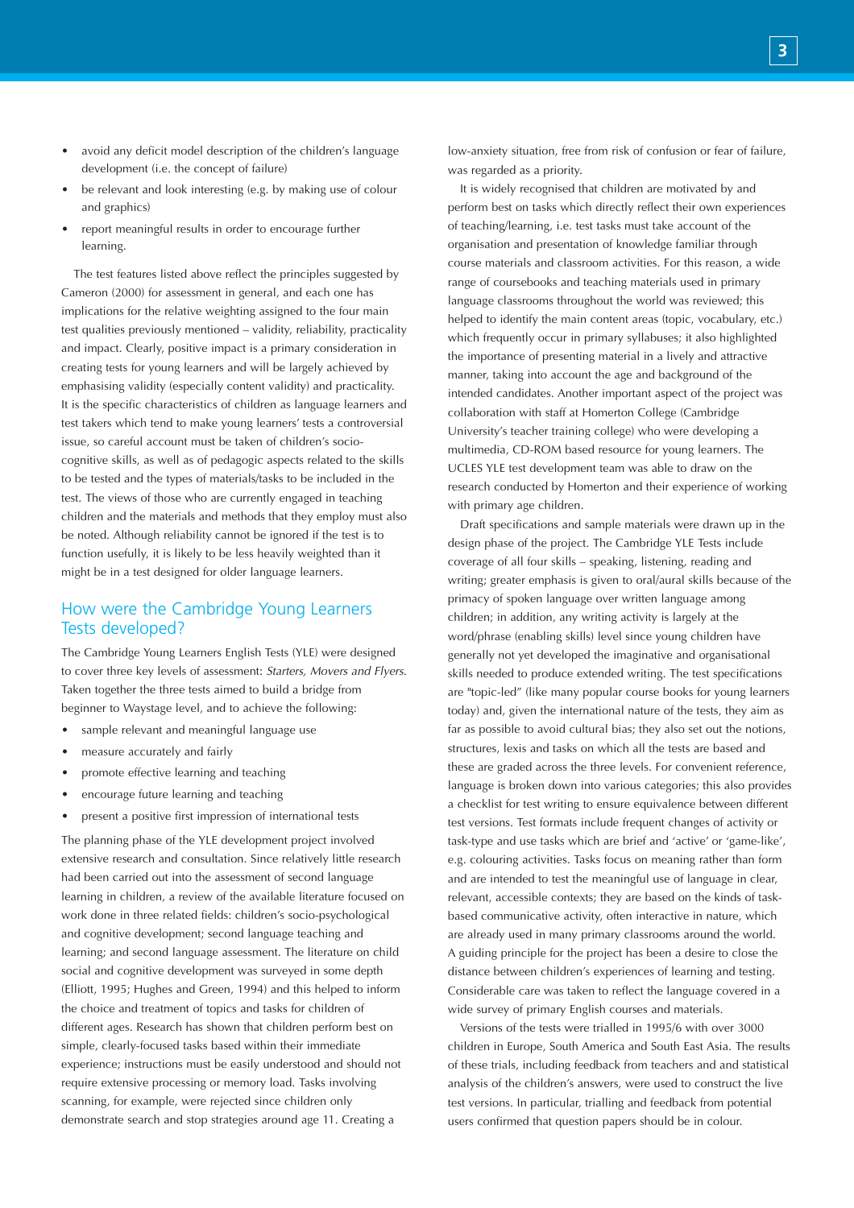- avoid any deficit model description of the children's language development (i.e. the concept of failure)
- be relevant and look interesting (e.g. by making use of colour and graphics)
- report meaningful results in order to encourage further learning.

The test features listed above reflect the principles suggested by Cameron (2000) for assessment in general, and each one has implications for the relative weighting assigned to the four main test qualities previously mentioned – validity, reliability, practicality and impact. Clearly, positive impact is a primary consideration in creating tests for young learners and will be largely achieved by emphasising validity (especially content validity) and practicality. It is the specific characteristics of children as language learners and test takers which tend to make young learners' tests a controversial issue, so careful account must be taken of children's socio-cognitive skills, as well as of pedagogic aspects related to the skills to be tested and the types of materials/tasks to be included in the test. The views of those who are currently engaged in teaching children and the materials and methods that they employ must also be noted. Although reliability cannot be ignored if the test is to function usefully, it is likely to be less heavily weighted than it might be in a test designed for older language learners.

## How were the Cambridge Young Learners Tests developed?

The Cambridge Young Learners English Tests (YLE) were designed to cover three key levels of assessment: *Starters, Movers and Flyers*. Taken together the three tests aimed to build a bridge from beginner to Waystage level, and to achieve the following:

- sample relevant and meaningful language use
- measure accurately and fairly
- promote effective learning and teaching
- encourage future learning and teaching
- present a positive first impression of international tests

The planning phase of the YLE development project involved extensive research and consultation. Since relatively little research had been carried out into the assessment of second language learning in children, a review of the available literature focused on work done in three related fields: children's socio-psychological and cognitive development; second language teaching and learning; and second language assessment. The literature on child social and cognitive development was surveyed in some depth (Elliott, 1995; Hughes and Green, 1994) and this helped to inform the choice and treatment of topics and tasks for children of different ages. Research has shown that children perform best on simple, clearly-focused tasks based within their immediate experience; instructions must be easily understood and should not require extensive processing or memory load. Tasks involving scanning, for example, were rejected since children only demonstrate search and stop strategies around age 11. Creating a low-anxiety situation, free from risk of confusion or fear of failure, was regarded as a priority.

It is widely recognised that children are motivated by and perform best on tasks which directly reflect their own experiences of teaching/learning, i.e. test tasks must take account of the organisation and presentation of knowledge familiar through course materials and classroom activities. For this reason, a wide range of coursebooks and teaching materials used in primary language classrooms throughout the world was reviewed; this helped to identify the main content areas (topic, vocabulary, etc.) which frequently occur in primary syllabuses; it also highlighted the importance of presenting material in a lively and attractive manner, taking into account the age and background of the intended candidates. Another important aspect of the project was collaboration with staff at Homerton College (Cambridge University's teacher training college) who were developing a multimedia, CD-ROM based resource for young learners. The UCLES YLE test development team was able to draw on the research conducted by Homerton and their experience of working with primary age children.

Draft specifications and sample materials were drawn up in the design phase of the project. The Cambridge YLE Tests include coverage of all four skills – speaking, listening, reading and writing; greater emphasis is given to oral/aural skills because of the primacy of spoken language over written language among children; in addition, any writing activity is largely at the word/phrase (enabling skills) level since young children have generally not yet developed the imaginative and organisational skills needed to produce extended writing. The test specifications are "topic-led" (like many popular course books for young learners today) and, given the international nature of the tests, they aim as far as possible to avoid cultural bias; they also set out the notions, structures, lexis and tasks on which all the tests are based and these are graded across the three levels. For convenient reference, language is broken down into various categories; this also provides a checklist for test writing to ensure equivalence between different test versions. Test formats include frequent changes of activity or task-type and use tasks which are brief and 'active' or 'game-like', e.g. colouring activities. Tasks focus on meaning rather than form and are intended to test the meaningful use of language in clear, relevant, accessible contexts; they are based on the kinds of task-based communicative activity, often interactive in nature, which are already used in many primary classrooms around the world. A guiding principle for the project has been a desire to close the distance between children's experiences of learning and testing. Considerable care was taken to reflect the language covered in a wide survey of primary English courses and materials.

Versions of the tests were trialled in 1995/6 with over 3000 children in Europe, South America and South East Asia. The results of these trials, including feedback from teachers and and statistical analysis of the children's answers, were used to construct the live test versions. In particular, trialling and feedback from potential users confirmed that question papers should be in colour.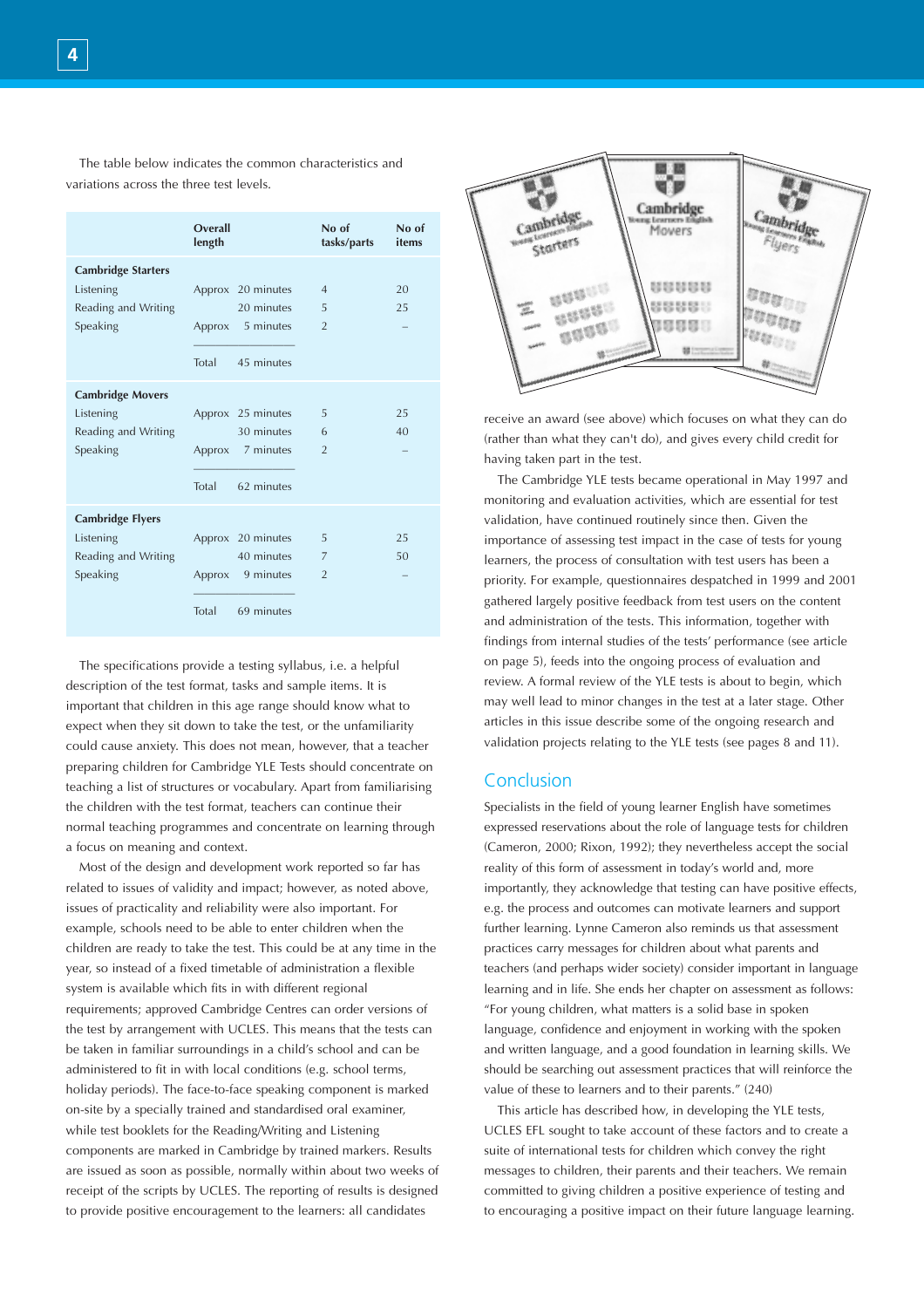The table below indicates the common characteristics and variations across the three test levels.

| | Overall length | No of tasks/parts | No of items |
|---|---|---|---|
| **Cambridge Starters** | | | |
| Listening | Approx 20 minutes | 4 | 20 |
| Reading and Writing | 20 minutes | 5 | 25 |
| Speaking | Approx 5 minutes | 2 | – |
| | Total 45 minutes | | |
| **Cambridge Movers** | | | |
| Listening | Approx 25 minutes | 5 | 25 |
| Reading and Writing | 30 minutes | 6 | 40 |
| Speaking | Approx 7 minutes | 2 | – |
| | Total 62 minutes | | |
| **Cambridge Flyers** | | | |
| Listening | Approx 20 minutes | 5 | 25 |
| Reading and Writing | 40 minutes | 7 | 50 |
| Speaking | Approx 9 minutes | 2 | – |
| | Total 69 minutes | | |

The specifications provide a testing syllabus, i.e. a helpful description of the test format, tasks and sample items. It is important that children in this age range should know what to expect when they sit down to take the test, or the unfamiliarity could cause anxiety. This does not mean, however, that a teacher preparing children for Cambridge YLE Tests should concentrate on teaching a list of structures or vocabulary. Apart from familiarising the children with the test format, teachers can continue their normal teaching programmes and concentrate on learning through a focus on meaning and context.

Most of the design and development work reported so far has related to issues of validity and impact; however, as noted above, issues of practicality and reliability were also important. For example, schools need to be able to enter children when the children are ready to take the test. This could be at any time in the year, so instead of a fixed timetable of administration a flexible system is available which fits in with different regional requirements; approved Cambridge Centres can order versions of the test by arrangement with UCLES. This means that the tests can be taken in familiar surroundings in a child's school and can be administered to fit in with local conditions (e.g. school terms, holiday periods). The face-to-face speaking component is marked on-site by a specially trained and standardised oral examiner, while test booklets for the Reading/Writing and Listening components are marked in Cambridge by trained markers. Results are issued as soon as possible, normally within about two weeks of receipt of the scripts by UCLES. The reporting of results is designed to provide positive encouragement to the learners: all candidates receive an award (see above) which focuses on what they can do (rather than what they can't do), and gives every child credit for having taken part in the test.

The Cambridge YLE tests became operational in May 1997 and monitoring and evaluation activities, which are essential for test validation, have continued routinely since then. Given the importance of assessing test impact in the case of tests for young learners, the process of consultation with test users has been a priority. For example, questionnaires despatched in 1999 and 2001 gathered largely positive feedback from test users on the content and administration of the tests. This information, together with findings from internal studies of the tests' performance (see article on page 5), feeds into the ongoing process of evaluation and review. A formal review of the YLE tests is about to begin, which may well lead to minor changes in the test at a later stage. Other articles in this issue describe some of the ongoing research and validation projects relating to the YLE tests (see pages 8 and 11).

## Conclusion

Specialists in the field of young learner English have sometimes expressed reservations about the role of language tests for children (Cameron, 2000; Rixon, 1992); they nevertheless accept the social reality of this form of assessment in today's world and, more importantly, they acknowledge that testing can have positive effects, e.g. the process and outcomes can motivate learners and support further learning. Lynne Cameron also reminds us that assessment practices carry messages for children about what parents and teachers (and perhaps wider society) consider important in language learning and in life. She ends her chapter on assessment as follows: "For young children, what matters is a solid base in spoken language, confidence and enjoyment in working with the spoken and written language, and a good foundation in learning skills. We should be searching out assessment practices that will reinforce the value of these to learners and to their parents." (240)

This article has described how, in developing the YLE tests, UCLES EFL sought to take account of these factors and to create a suite of international tests for children which convey the right messages to children, their parents and their teachers. We remain committed to giving children a positive experience of testing and to encouraging a positive impact on their future language learning.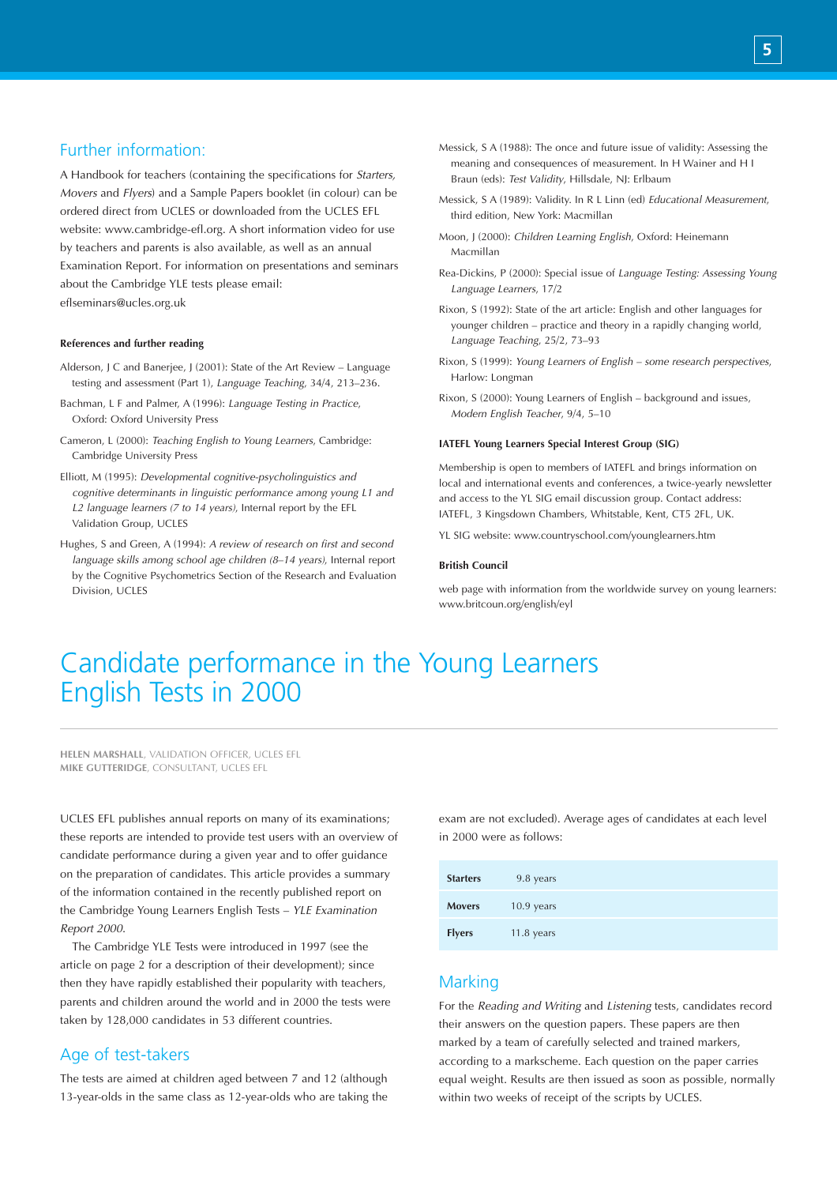## Further information:

A Handbook for teachers (containing the specifications for *Starters*, *Movers* and *Flyers*) and a Sample Papers booklet (in colour) can be ordered direct from UCLES or downloaded from the UCLES EFL website: www.cambridge-efl.org. A short information video for use by teachers and parents is also available, as well as an annual Examination Report. For information on presentations and seminars about the Cambridge YLE tests please email: eflseminars@ucles.org.uk

### References and further reading

Alderson, J C and Banerjee, J (2001): State of the Art Review – Language testing and assessment (Part 1), *Language Teaching*, 34/4, 213–236.

Bachman, L F and Palmer, A (1996): *Language Testing in Practice*, Oxford: Oxford University Press

Cameron, L (2000): *Teaching English to Young Learners*, Cambridge: Cambridge University Press

Elliott, M (1995): *Developmental cognitive-psycholinguistics and cognitive determinants in linguistic performance among young L1 and L2 language learners (7 to 14 years)*, Internal report by the EFL Validation Group, UCLES

Hughes, S and Green, A (1994): *A review of research on first and second language skills among school age children (8–14 years)*, Internal report by the Cognitive Psychometrics Section of the Research and Evaluation Division, UCLES

Messick, S A (1988): The once and future issue of validity: Assessing the meaning and consequences of measurement. In H Wainer and H I Braun (eds): *Test Validity*, Hillsdale, NJ: Erlbaum

Messick, S A (1989): Validity. In R L Linn (ed) *Educational Measurement*, third edition, New York: Macmillan

Moon, J (2000): *Children Learning English*, Oxford: Heinemann Macmillan

Rea-Dickins, P (2000): Special issue of *Language Testing: Assessing Young Language Learners*, 17/2

Rixon, S (1992): State of the art article: English and other languages for younger children – practice and theory in a rapidly changing world, *Language Teaching*, 25/2, 73–93

Rixon, S (1999): *Young Learners of English – some research perspectives*, Harlow: Longman

Rixon, S (2000): Young Learners of English – background and issues, *Modern English Teacher*, 9/4, 5–10

### IATEFL Young Learners Special Interest Group (SIG)

Membership is open to members of IATEFL and brings information on local and international events and conferences, a twice-yearly newsletter and access to the YL SIG email discussion group. Contact address: IATEFL, 3 Kingsdown Chambers, Whitstable, Kent, CT5 2FL, UK.

YL SIG website: www.countryschool.com/younglearners.htm

### British Council

web page with information from the worldwide survey on young learners: www.britcoun.org/english/eyl

# Candidate performance in the Young Learners English Tests in 2000

**HELEN MARSHALL**, VALIDATION OFFICER, UCLES EFL
**MIKE GUTTERIDGE**, CONSULTANT, UCLES EFL

UCLES EFL publishes annual reports on many of its examinations; these reports are intended to provide test users with an overview of candidate performance during a given year and to offer guidance on the preparation of candidates. This article provides a summary of the information contained in the recently published report on the Cambridge Young Learners English Tests – *YLE Examination Report 2000*.

The Cambridge YLE Tests were introduced in 1997 (see the article on page 2 for a description of their development); since then they have rapidly established their popularity with teachers, parents and children around the world and in 2000 the tests were taken by 128,000 candidates in 53 different countries.

## Age of test-takers

The tests are aimed at children aged between 7 and 12 (although 13-year-olds in the same class as 12-year-olds who are taking the exam are not excluded). Average ages of candidates at each level in 2000 were as follows:

| Level | Average age |
|---|---|
| **Starters** | 9.8 years |
| **Movers** | 10.9 years |
| **Flyers** | 11.8 years |

## Marking

For the *Reading and Writing* and *Listening* tests, candidates record their answers on the question papers. These papers are then marked by a team of carefully selected and trained markers, according to a markscheme. Each question on the paper carries equal weight. Results are then issued as soon as possible, normally within two weeks of receipt of the scripts by UCLES.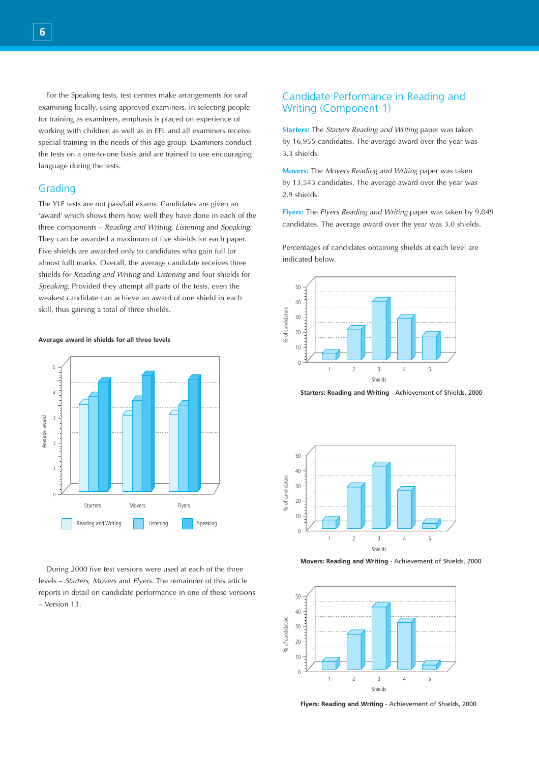For the Speaking tests, test centres make arrangements for oral examining locally, using approved examiners. In selecting people for training as examiners, emphasis is placed on experience of working with children as well as in EFL and all examiners receive special training in the needs of this age group. Examiners conduct the tests on a one-to-one basis and are trained to use encouraging language during the tests.

## Grading

The YLE tests are not pass/fail exams. Candidates are given an 'award' which shows them how well they have done in each of the three components – *Reading and Writing, Listening* and *Speaking*. They can be awarded a maximum of five shields for each paper. Five shields are awarded only to candidates who gain full (or almost full) marks. Overall, the average candidate receives three shields for *Reading and Writing* and *Listening* and four shields for *Speaking*. Provided they attempt all parts of the tests, even the weakest candidate can achieve an award of one shield in each skill, thus gaining a total of three shields.

**Average award in shields for all three levels**

During 2000 five test versions were used at each of the three levels – *Starters, Movers* and *Flyers*. The remainder of this article reports in detail on candidate performance in one of these versions – Version 13.

## Candidate Performance in Reading and Writing (Component 1)

**Starters:** The *Starters Reading and Writing* paper was taken by 16,955 candidates. The average award over the year was 3.3 shields.

**Movers:** The *Movers Reading and Writing* paper was taken by 13,543 candidates. The average award over the year was 2.9 shields.

**Flyers:** The *Flyers Reading and Writing* paper was taken by 9,049 candidates. The average award over the year was 3.0 shields.

Percentages of candidates obtaining shields at each level are indicated below.

**Starters: Reading and Writing** - Achievement of Shields, 2000

**Movers: Reading and Writing** - Achievement of Shields, 2000

**Flyers: Reading and Writing** - Achievement of Shields, 2000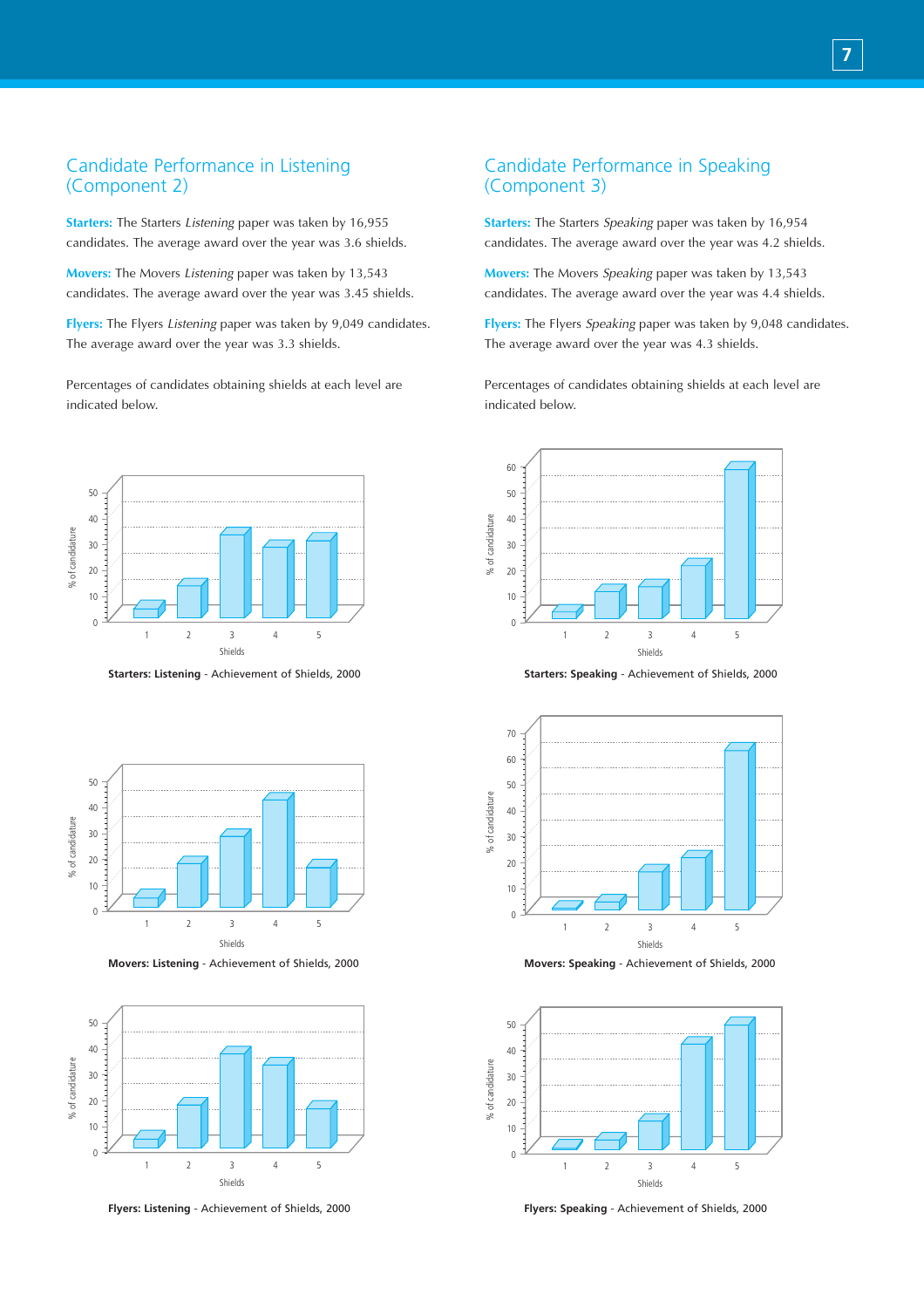## Candidate Performance in Listening (Component 2)

**Starters:** The Starters *Listening* paper was taken by 16,955 candidates. The average award over the year was 3.6 shields.

**Movers:** The Movers *Listening* paper was taken by 13,543 candidates. The average award over the year was 3.45 shields.

**Flyers:** The Flyers *Listening* paper was taken by 9,049 candidates. The average award over the year was 3.3 shields.

Percentages of candidates obtaining shields at each level are indicated below.

**Starters: Listening** - Achievement of Shields, 2000

**Movers: Listening** - Achievement of Shields, 2000

**Flyers: Listening** - Achievement of Shields, 2000

## Candidate Performance in Speaking (Component 3)

**Starters:** The Starters *Speaking* paper was taken by 16,954 candidates. The average award over the year was 4.2 shields.

**Movers:** The Movers *Speaking* paper was taken by 13,543 candidates. The average award over the year was 4.4 shields.

**Flyers:** The Flyers *Speaking* paper was taken by 9,048 candidates. The average award over the year was 4.3 shields.

Percentages of candidates obtaining shields at each level are indicated below.

**Starters: Speaking** - Achievement of Shields, 2000

**Movers: Speaking** - Achievement of Shields, 2000

**Flyers: Speaking** - Achievement of Shields, 2000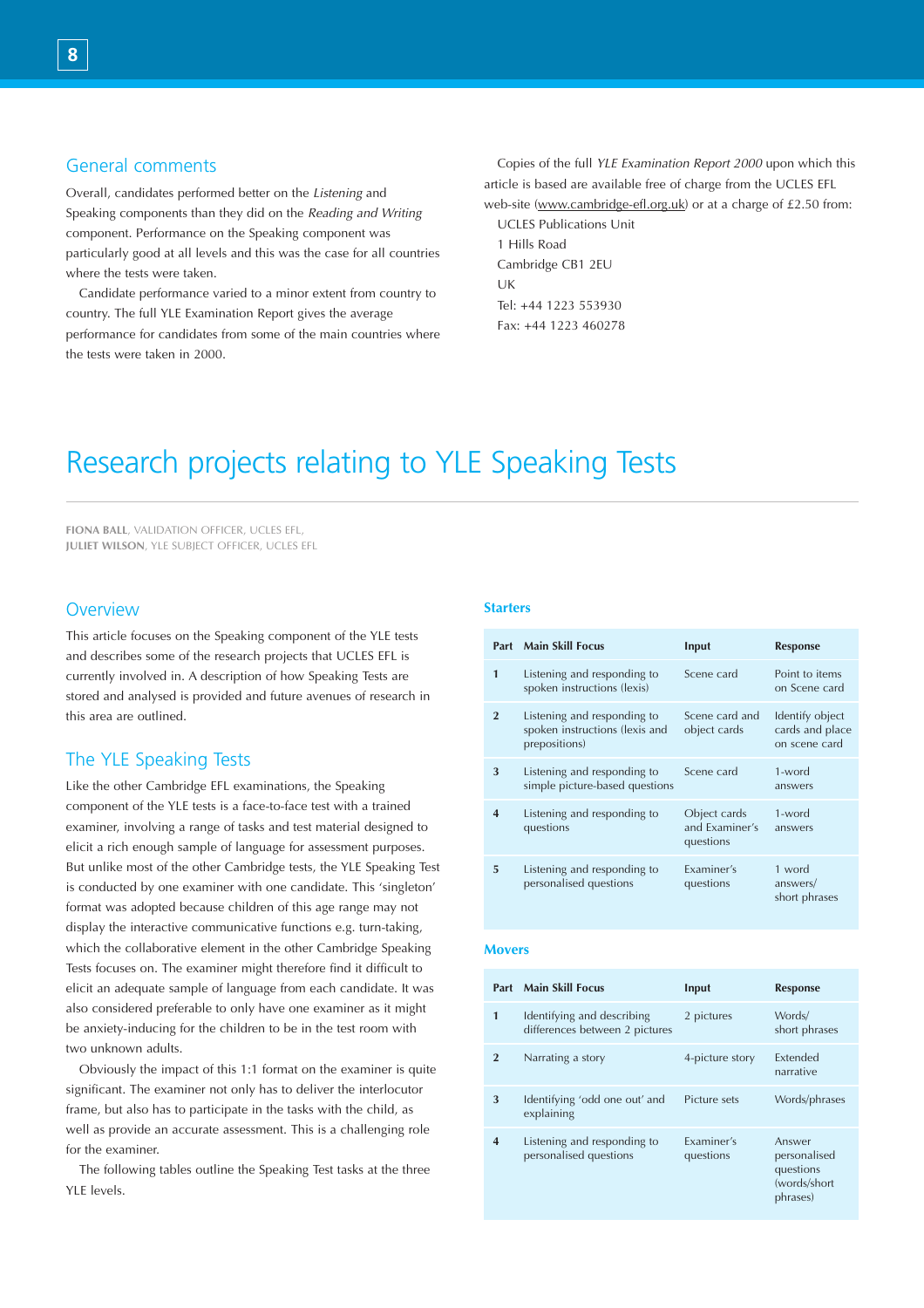## General comments

Overall, candidates performed better on the *Listening* and Speaking components than they did on the *Reading and Writing* component. Performance on the Speaking component was particularly good at all levels and this was the case for all countries where the tests were taken.

Candidate performance varied to a minor extent from country to country. The full YLE Examination Report gives the average performance for candidates from some of the main countries where the tests were taken in 2000.

Copies of the full *YLE Examination Report 2000* upon which this article is based are available free of charge from the UCLES EFL web-site (www.cambridge-efl.org.uk) or at a charge of £2.50 from:

UCLES Publications Unit
1 Hills Road
Cambridge CB1 2EU
UK
Tel: +44 1223 553930
Fax: +44 1223 460278

# Research projects relating to YLE Speaking Tests

**FIONA BALL**, VALIDATION OFFICER, UCLES EFL,
**JULIET WILSON**, YLE SUBJECT OFFICER, UCLES EFL

## Overview

This article focuses on the Speaking component of the YLE tests and describes some of the research projects that UCLES EFL is currently involved in. A description of how Speaking Tests are stored and analysed is provided and future avenues of research in this area are outlined.

## The YLE Speaking Tests

Like the other Cambridge EFL examinations, the Speaking component of the YLE tests is a face-to-face test with a trained examiner, involving a range of tasks and test material designed to elicit a rich enough sample of language for assessment purposes. But unlike most of the other Cambridge tests, the YLE Speaking Test is conducted by one examiner with one candidate. This 'singleton' format was adopted because children of this age range may not display the interactive communicative functions e.g. turn-taking, which the collaborative element in the other Cambridge Speaking Tests focuses on. The examiner might therefore find it difficult to elicit an adequate sample of language from each candidate. It was also considered preferable to only have one examiner as it might be anxiety-inducing for the children to be in the test room with two unknown adults.

Obviously the impact of this 1:1 format on the examiner is quite significant. The examiner not only has to deliver the interlocutor frame, but also has to participate in the tasks with the child, as well as provide an accurate assessment. This is a challenging role for the examiner.

The following tables outline the Speaking Test tasks at the three YLE levels.

### Starters

| Part | Main Skill Focus | Input | Response |
|---|---|---|---|
| 1 | Listening and responding to spoken instructions (lexis) | Scene card | Point to items on Scene card |
| 2 | Listening and responding to spoken instructions (lexis and prepositions) | Scene card and object cards | Identify object cards and place on scene card |
| 3 | Listening and responding to simple picture-based questions | Scene card | 1-word answers |
| 4 | Listening and responding to questions | Object cards and Examiner's questions | 1-word answers |
| 5 | Listening and responding to personalised questions | Examiner's questions | 1 word answers/ short phrases |

### Movers

| Part | Main Skill Focus | Input | Response |
|---|---|---|---|
| 1 | Identifying and describing differences between 2 pictures | 2 pictures | Words/ short phrases |
| 2 | Narrating a story | 4-picture story | Extended narrative |
| 3 | Identifying 'odd one out' and explaining | Picture sets | Words/phrases |
| 4 | Listening and responding to personalised questions | Examiner's questions | Answer personalised questions (words/short phrases) |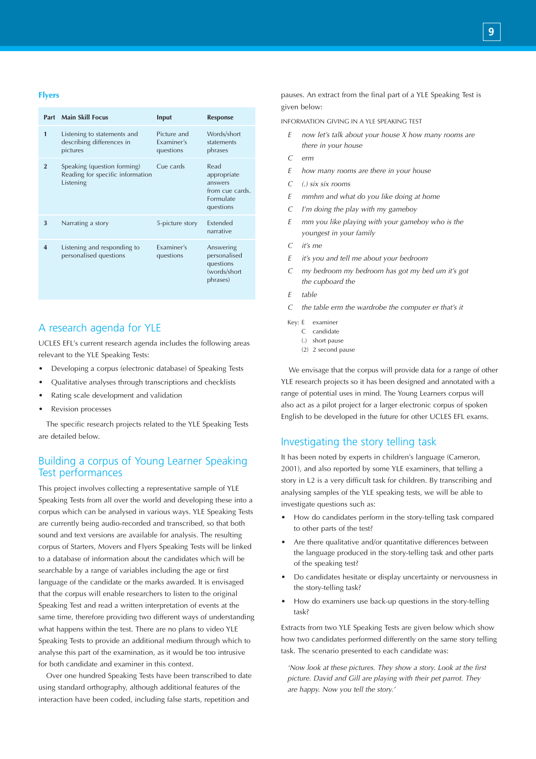### Flyers

| Part | Main Skill Focus | Input | Response |
|---|---|---|---|
| 1 | Listening to statements and describing differences in pictures | Picture and Examiner's questions | Words/short statements phrases |
| 2 | Speaking (question forming) Reading for specific information Listening | Cue cards | Read appropriate answers from cue cards. Formulate questions |
| 3 | Narrating a story | 5-picture story | Extended narrative |
| 4 | Listening and responding to personalised questions | Examiner's questions | Answering personalised questions (words/short phrases) |

## A research agenda for YLE

UCLES EFL's current research agenda includes the following areas relevant to the YLE Speaking Tests:

- Developing a corpus (electronic database) of Speaking Tests
- Qualitative analyses through transcriptions and checklists
- Rating scale development and validation
- Revision processes

The specific research projects related to the YLE Speaking Tests are detailed below.

## Building a corpus of Young Learner Speaking Test performances

This project involves collecting a representative sample of YLE Speaking Tests from all over the world and developing these into a corpus which can be analysed in various ways. YLE Speaking Tests are currently being audio-recorded and transcribed, so that both sound and text versions are available for analysis. The resulting corpus of Starters, Movers and Flyers Speaking Tests will be linked to a database of information about the candidates which will be searchable by a range of variables including the age or first language of the candidate or the marks awarded. It is envisaged that the corpus will enable researchers to listen to the original Speaking Test and read a written interpretation of events at the same time, therefore providing two different ways of understanding what happens within the test. There are no plans to video YLE Speaking Tests to provide an additional medium through which to analyse this part of the examination, as it would be too intrusive for both candidate and examiner in this context.

Over one hundred Speaking Tests have been transcribed to date using standard orthography, although additional features of the interaction have been coded, including false starts, repetition and pauses. An extract from the final part of a YLE Speaking Test is given below:

INFORMATION GIVING IN A YLE SPEAKING TEST

*E* *now let's talk about your house X how many rooms are there in your house*
*C* *erm*
*E* *how many rooms are there in your house*
*C* *(.) six six rooms*
*E* *mmhm and what do you like doing at home*
*C* *I'm doing the play with my gameboy*
*E* *mm you like playing with your gameboy who is the youngest in your family*
*C* *it's me*
*E* *it's you and tell me about your bedroom*
*C* *my bedroom my bedroom has got my bed um it's got the cupboard the*
*E* *table*
*C* *the table erm the wardrobe the computer er that's it*

Key: E examiner
C candidate
(.) short pause
(2) 2 second pause

We envisage that the corpus will provide data for a range of other YLE research projects so it has been designed and annotated with a range of potential uses in mind. The Young Learners corpus will also act as a pilot project for a larger electronic corpus of spoken English to be developed in the future for other UCLES EFL exams.

## Investigating the story telling task

It has been noted by experts in children's language (Cameron, 2001), and also reported by some YLE examiners, that telling a story in L2 is a very difficult task for children. By transcribing and analysing samples of the YLE speaking tests, we will be able to investigate questions such as:

- How do candidates perform in the story-telling task compared to other parts of the test?
- Are there qualitative and/or quantitative differences between the language produced in the story-telling task and other parts of the speaking test?
- Do candidates hesitate or display uncertainty or nervousness in the story-telling task?
- How do examiners use back-up questions in the story-telling task?

Extracts from two YLE Speaking Tests are given below which show how two candidates performed differently on the same story telling task. The scenario presented to each candidate was:

*'Now look at these pictures. They show a story. Look at the first picture. David and Gill are playing with their pet parrot. They are happy. Now you tell the story.'*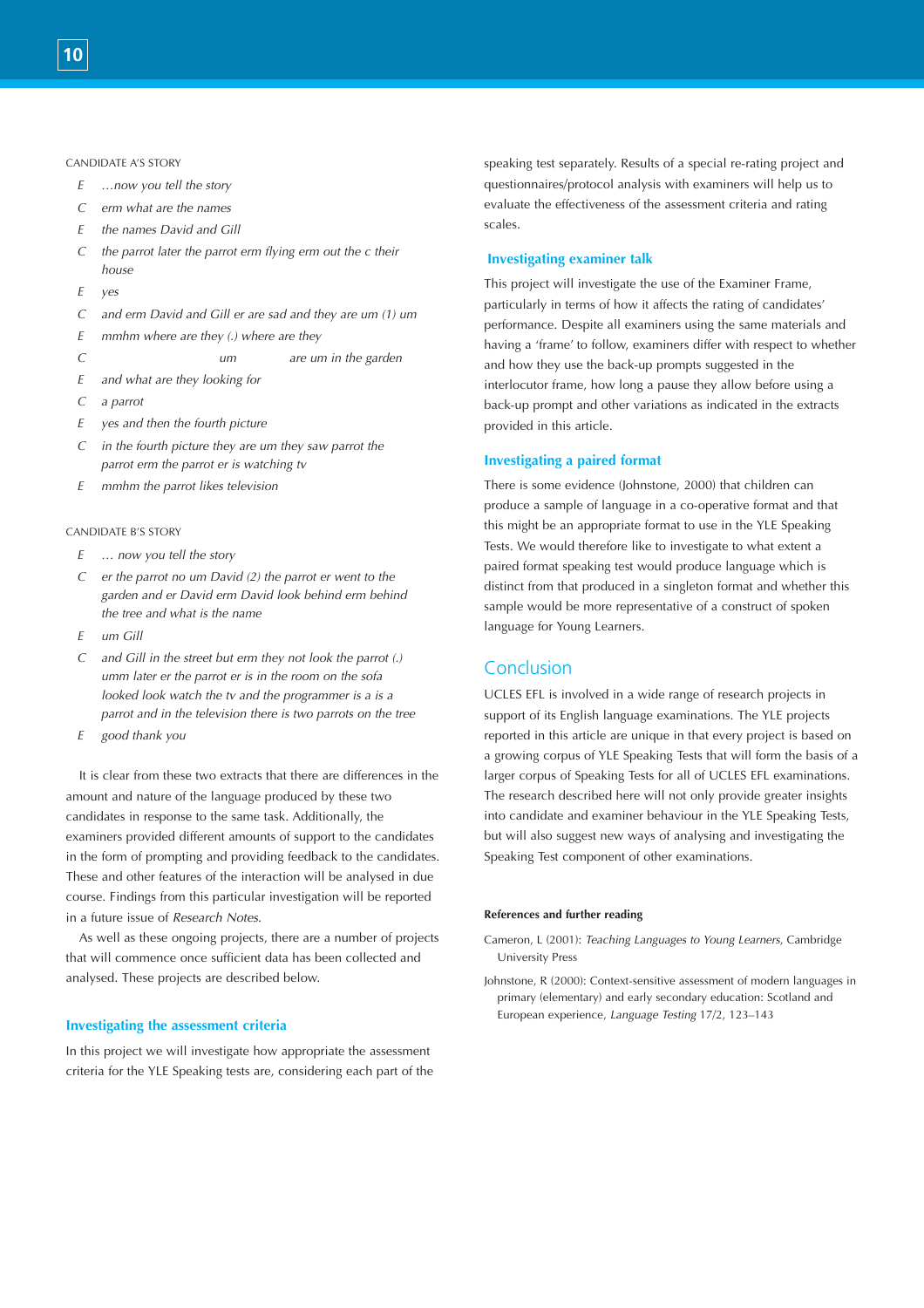CANDIDATE A'S STORY

*E* *…now you tell the story*

*C* *erm what are the names*

*E* *the names David and Gill*

*C* *the parrot later the parrot erm flying erm out the c their house*

*E* *yes*

*C* *and erm David and Gill er are sad and they are um (1) um*

*E* *mmhm where are they (.) where are they*

*C* *um are um in the garden*

*E* *and what are they looking for*

*C* *a parrot*

*E* *yes and then the fourth picture*

*C* *in the fourth picture they are um they saw parrot the parrot erm the parrot er is watching tv*

*E* *mmhm the parrot likes television*

CANDIDATE B'S STORY

*E* *… now you tell the story*

*C* *er the parrot no um David (2) the parrot er went to the garden and er David erm David look behind erm behind the tree and what is the name*

*E* *um Gill*

*C* *and Gill in the street but erm they not look the parrot (.) umm later er the parrot er is in the room on the sofa looked look watch the tv and the programmer is a is a parrot and in the television there is two parrots on the tree*

*E* *good thank you*

It is clear from these two extracts that there are differences in the amount and nature of the language produced by these two candidates in response to the same task. Additionally, the examiners provided different amounts of support to the candidates in the form of prompting and providing feedback to the candidates. These and other features of the interaction will be analysed in due course. Findings from this particular investigation will be reported in a future issue of *Research Notes*.

As well as these ongoing projects, there are a number of projects that will commence once sufficient data has been collected and analysed. These projects are described below.

### Investigating the assessment criteria

In this project we will investigate how appropriate the assessment criteria for the YLE Speaking tests are, considering each part of the speaking test separately. Results of a special re-rating project and questionnaires/protocol analysis with examiners will help us to evaluate the effectiveness of the assessment criteria and rating scales.

### Investigating examiner talk

This project will investigate the use of the Examiner Frame, particularly in terms of how it affects the rating of candidates' performance. Despite all examiners using the same materials and having a 'frame' to follow, examiners differ with respect to whether and how they use the back-up prompts suggested in the interlocutor frame, how long a pause they allow before using a back-up prompt and other variations as indicated in the extracts provided in this article.

### Investigating a paired format

There is some evidence (Johnstone, 2000) that children can produce a sample of language in a co-operative format and that this might be an appropriate format to use in the YLE Speaking Tests. We would therefore like to investigate to what extent a paired format speaking test would produce language which is distinct from that produced in a singleton format and whether this sample would be more representative of a construct of spoken language for Young Learners.

## Conclusion

UCLES EFL is involved in a wide range of research projects in support of its English language examinations. The YLE projects reported in this article are unique in that every project is based on a growing corpus of YLE Speaking Tests that will form the basis of a larger corpus of Speaking Tests for all of UCLES EFL examinations. The research described here will not only provide greater insights into candidate and examiner behaviour in the YLE Speaking Tests, but will also suggest new ways of analysing and investigating the Speaking Test component of other examinations.

#### References and further reading

Cameron, L (2001): *Teaching Languages to Young Learners*, Cambridge University Press

Johnstone, R (2000): Context-sensitive assessment of modern languages in primary (elementary) and early secondary education: Scotland and European experience, *Language Testing* 17/2, 123–143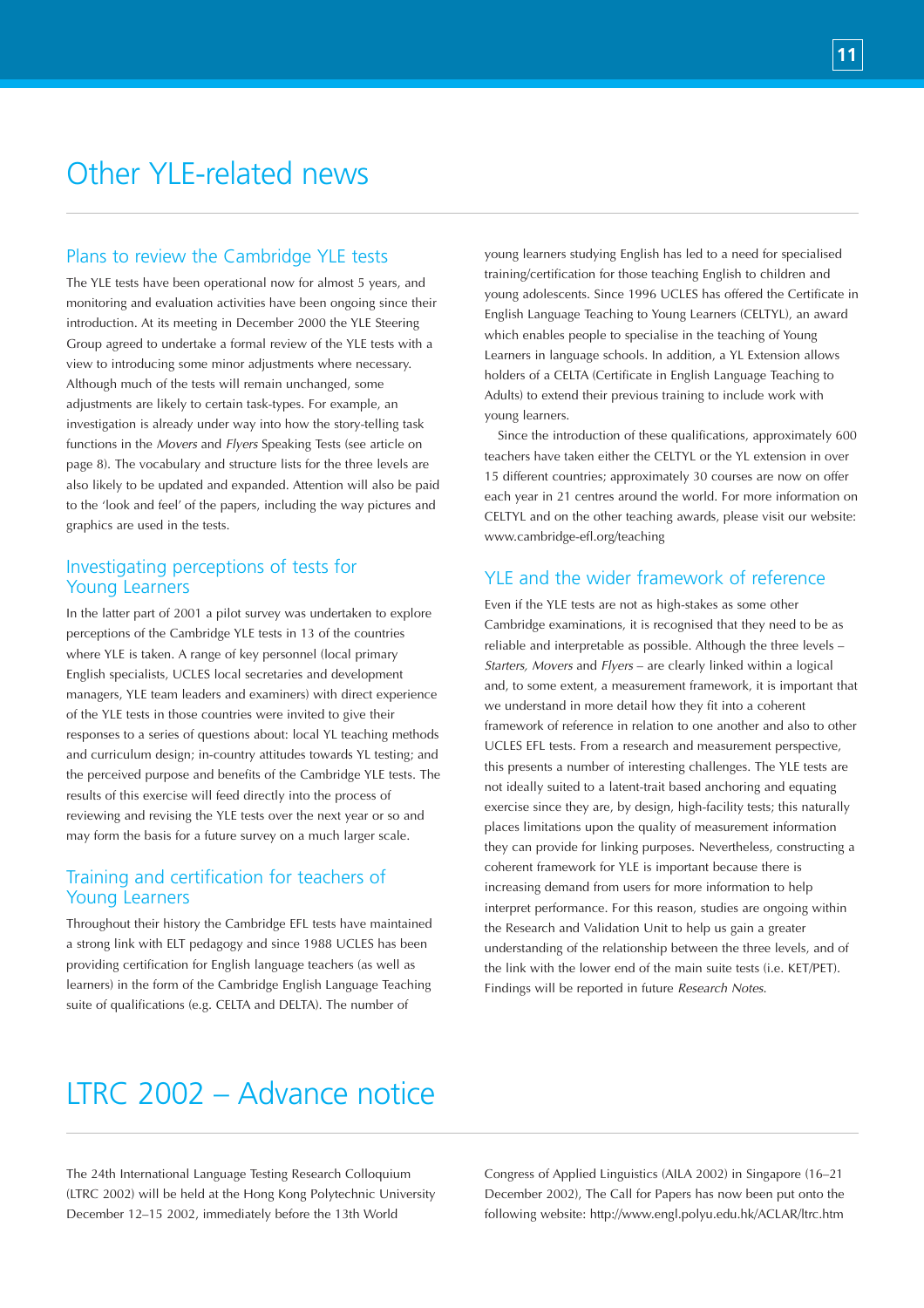# Other YLE-related news

## Plans to review the Cambridge YLE tests

The YLE tests have been operational now for almost 5 years, and monitoring and evaluation activities have been ongoing since their introduction. At its meeting in December 2000 the YLE Steering Group agreed to undertake a formal review of the YLE tests with a view to introducing some minor adjustments where necessary. Although much of the tests will remain unchanged, some adjustments are likely to certain task-types. For example, an investigation is already under way into how the story-telling task functions in the *Movers* and *Flyers* Speaking Tests (see article on page 8). The vocabulary and structure lists for the three levels are also likely to be updated and expanded. Attention will also be paid to the 'look and feel' of the papers, including the way pictures and graphics are used in the tests.

## Investigating perceptions of tests for Young Learners

In the latter part of 2001 a pilot survey was undertaken to explore perceptions of the Cambridge YLE tests in 13 of the countries where YLE is taken. A range of key personnel (local primary English specialists, UCLES local secretaries and development managers, YLE team leaders and examiners) with direct experience of the YLE tests in those countries were invited to give their responses to a series of questions about: local YL teaching methods and curriculum design; in-country attitudes towards YL testing; and the perceived purpose and benefits of the Cambridge YLE tests. The results of this exercise will feed directly into the process of reviewing and revising the YLE tests over the next year or so and may form the basis for a future survey on a much larger scale.

## Training and certification for teachers of Young Learners

Throughout their history the Cambridge EFL tests have maintained a strong link with ELT pedagogy and since 1988 UCLES has been providing certification for English language teachers (as well as learners) in the form of the Cambridge English Language Teaching suite of qualifications (e.g. CELTA and DELTA). The number of young learners studying English has led to a need for specialised training/certification for those teaching English to children and young adolescents. Since 1996 UCLES has offered the Certificate in English Language Teaching to Young Learners (CELTYL), an award which enables people to specialise in the teaching of Young Learners in language schools. In addition, a YL Extension allows holders of a CELTA (Certificate in English Language Teaching to Adults) to extend their previous training to include work with young learners.

Since the introduction of these qualifications, approximately 600 teachers have taken either the CELTYL or the YL extension in over 15 different countries; approximately 30 courses are now on offer each year in 21 centres around the world. For more information on CELTYL and on the other teaching awards, please visit our website: www.cambridge-efl.org/teaching

## YLE and the wider framework of reference

Even if the YLE tests are not as high-stakes as some other Cambridge examinations, it is recognised that they need to be as reliable and interpretable as possible. Although the three levels – *Starters, Movers* and *Flyers* – are clearly linked within a logical and, to some extent, a measurement framework, it is important that we understand in more detail how they fit into a coherent framework of reference in relation to one another and also to other UCLES EFL tests. From a research and measurement perspective, this presents a number of interesting challenges. The YLE tests are not ideally suited to a latent-trait based anchoring and equating exercise since they are, by design, high-facility tests; this naturally places limitations upon the quality of measurement information they can provide for linking purposes. Nevertheless, constructing a coherent framework for YLE is important because there is increasing demand from users for more information to help interpret performance. For this reason, studies are ongoing within the Research and Validation Unit to help us gain a greater understanding of the relationship between the three levels, and of the link with the lower end of the main suite tests (i.e. KET/PET). Findings will be reported in future *Research Notes*.

# LTRC 2002 – Advance notice

The 24th International Language Testing Research Colloquium (LTRC 2002) will be held at the Hong Kong Polytechnic University December 12–15 2002, immediately before the 13th World Congress of Applied Linguistics (AILA 2002) in Singapore (16–21 December 2002), The Call for Papers has now been put onto the following website: http://www.engl.polyu.edu.hk/ACLAR/ltrc.htm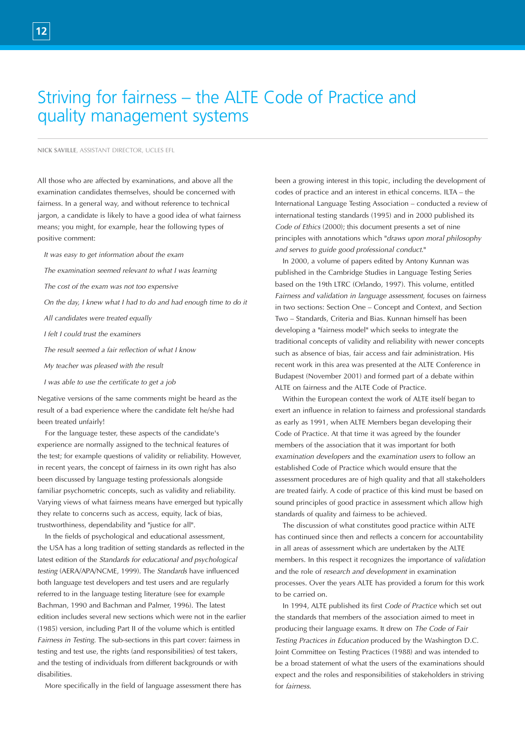# Striving for fairness – the ALTE Code of Practice and quality management systems

**NICK SAVILLE**, ASSISTANT DIRECTOR, UCLES EFL

All those who are affected by examinations, and above all the examination candidates themselves, should be concerned with fairness. In a general way, and without reference to technical jargon, a candidate is likely to have a good idea of what fairness means; you might, for example, hear the following types of positive comment:

*It was easy to get information about the exam*

*The examination seemed relevant to what I was learning*

*The cost of the exam was not too expensive*

*On the day, I knew what I had to do and had enough time to do it*

*All candidates were treated equally*

*I felt I could trust the examiners*

*The result seemed a fair reflection of what I know*

*My teacher was pleased with the result*

*I was able to use the certificate to get a job*

Negative versions of the same comments might be heard as the result of a bad experience where the candidate felt he/she had been treated unfairly!

For the language tester, these aspects of the candidate's experience are normally assigned to the technical features of the test; for example questions of validity or reliability. However, in recent years, the concept of fairness in its own right has also been discussed by language testing professionals alongside familiar psychometric concepts, such as validity and reliability. Varying views of what fairness means have emerged but typically they relate to concerns such as access, equity, lack of bias, trustworthiness, dependability and "justice for all".

In the fields of psychological and educational assessment, the USA has a long tradition of setting standards as reflected in the latest edition of the *Standards for educational and psychological testing* (AERA/APA/NCME, 1999). The *Standards* have influenced both language test developers and test users and are regularly referred to in the language testing literature (see for example Bachman, 1990 and Bachman and Palmer, 1996). The latest edition includes several new sections which were not in the earlier (1985) version, including Part II of the volume which is entitled *Fairness in Testing*. The sub-sections in this part cover: fairness in testing and test use, the rights (and responsibilities) of test takers, and the testing of individuals from different backgrounds or with disabilities.

More specifically in the field of language assessment there has been a growing interest in this topic, including the development of codes of practice and an interest in ethical concerns. ILTA – the International Language Testing Association – conducted a review of international testing standards (1995) and in 2000 published its *Code of Ethics* (2000); this document presents a set of nine principles with annotations which "*draws upon moral philosophy and serves to guide good professional conduct*."

In 2000, a volume of papers edited by Antony Kunnan was published in the Cambridge Studies in Language Testing Series based on the 19th LTRC (Orlando, 1997). This volume, entitled *Fairness and validation in language assessment*, focuses on fairness in two sections: Section One – Concept and Context, and Section Two – Standards, Criteria and Bias. Kunnan himself has been developing a "fairness model" which seeks to integrate the traditional concepts of validity and reliability with newer concepts such as absence of bias, fair access and fair administration. His recent work in this area was presented at the ALTE Conference in Budapest (November 2001) and formed part of a debate within ALTE on fairness and the ALTE Code of Practice.

Within the European context the work of ALTE itself began to exert an influence in relation to fairness and professional standards as early as 1991, when ALTE Members began developing their Code of Practice. At that time it was agreed by the founder members of the association that it was important for both *examination developers* and the *examination users* to follow an established Code of Practice which would ensure that the assessment procedures are of high quality and that all stakeholders are treated fairly. A code of practice of this kind must be based on sound principles of good practice in assessment which allow high standards of quality and fairness to be achieved.

The discussion of what constitutes good practice within ALTE has continued since then and reflects a concern for accountability in all areas of assessment which are undertaken by the ALTE members. In this respect it recognizes the importance of *validation* and the role of *research and development* in examination processes. Over the years ALTE has provided a forum for this work to be carried on.

In 1994, ALTE published its first *Code of Practice* which set out the standards that members of the association aimed to meet in producing their language exams. It drew on *The Code of Fair Testing Practices in Education* produced by the Washington D.C. Joint Committee on Testing Practices (1988) and was intended to be a broad statement of what the users of the examinations should expect and the roles and responsibilities of stakeholders in striving for *fairness*.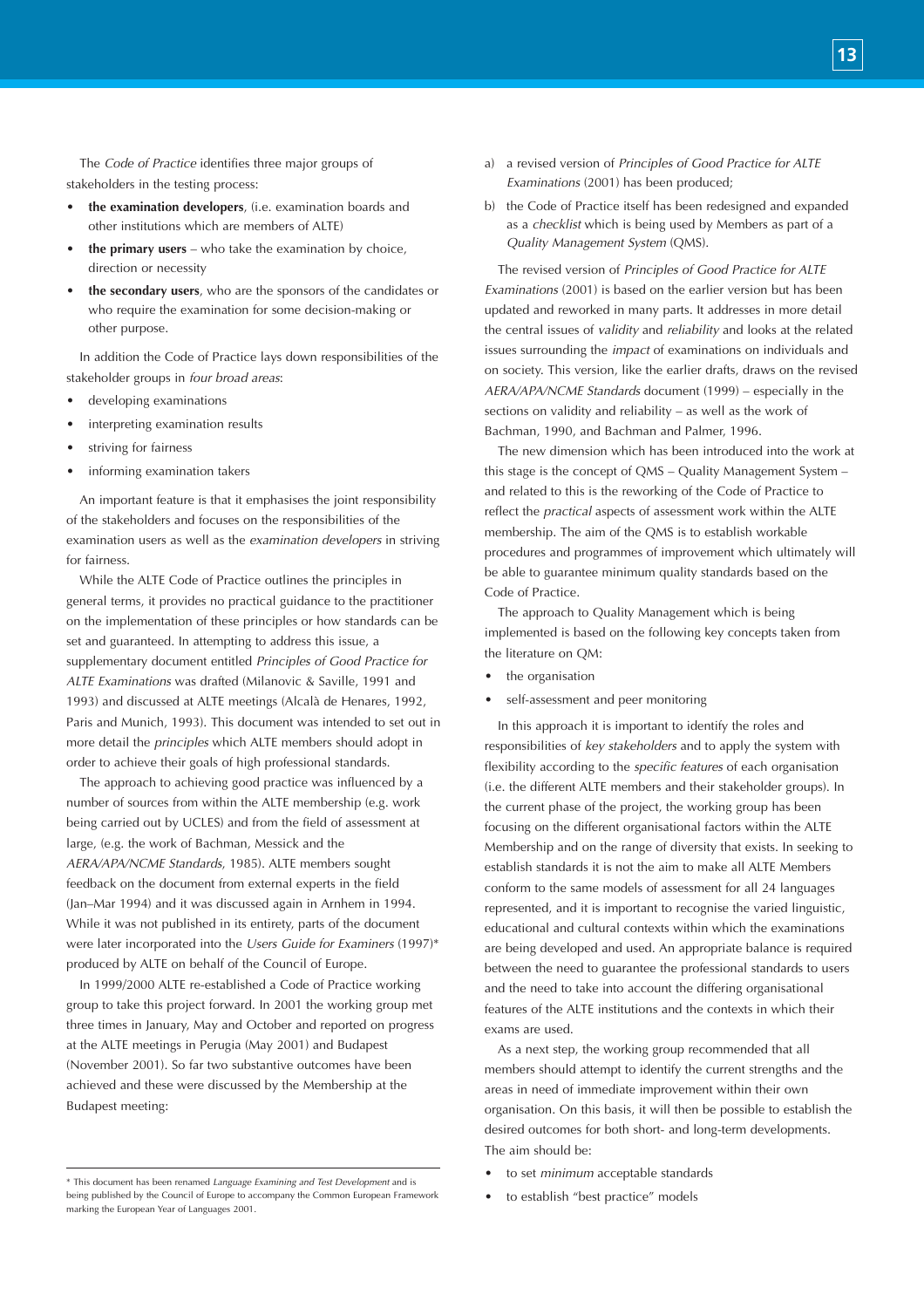The *Code of Practice* identifies three major groups of stakeholders in the testing process:

- **the examination developers**, (i.e. examination boards and other institutions which are members of ALTE)
- **the primary users** – who take the examination by choice, direction or necessity
- **the secondary users**, who are the sponsors of the candidates or who require the examination for some decision-making or other purpose.

In addition the Code of Practice lays down responsibilities of the stakeholder groups in *four broad areas*:

- developing examinations
- interpreting examination results
- striving for fairness
- informing examination takers

An important feature is that it emphasises the joint responsibility of the stakeholders and focuses on the responsibilities of the examination users as well as the *examination developers* in striving for fairness.

While the ALTE Code of Practice outlines the principles in general terms, it provides no practical guidance to the practitioner on the implementation of these principles or how standards can be set and guaranteed. In attempting to address this issue, a supplementary document entitled *Principles of Good Practice for ALTE Examinations* was drafted (Milanovic & Saville, 1991 and 1993) and discussed at ALTE meetings (Alcalà de Henares, 1992, Paris and Munich, 1993). This document was intended to set out in more detail the *principles* which ALTE members should adopt in order to achieve their goals of high professional standards.

The approach to achieving good practice was influenced by a number of sources from within the ALTE membership (e.g. work being carried out by UCLES) and from the field of assessment at large, (e.g. the work of Bachman, Messick and the *AERA/APA/NCME Standards*, 1985). ALTE members sought feedback on the document from external experts in the field (Jan–Mar 1994) and it was discussed again in Arnhem in 1994. While it was not published in its entirety, parts of the document were later incorporated into the *Users Guide for Examiners* (1997)* produced by ALTE on behalf of the Council of Europe.

In 1999/2000 ALTE re-established a Code of Practice working group to take this project forward. In 2001 the working group met three times in January, May and October and reported on progress at the ALTE meetings in Perugia (May 2001) and Budapest (November 2001). So far two substantive outcomes have been achieved and these were discussed by the Membership at the Budapest meeting:

a) a revised version of *Principles of Good Practice for ALTE Examinations* (2001) has been produced;

b) the Code of Practice itself has been redesigned and expanded as a *checklist* which is being used by Members as part of a *Quality Management System* (QMS).

The revised version of *Principles of Good Practice for ALTE Examinations* (2001) is based on the earlier version but has been updated and reworked in many parts. It addresses in more detail the central issues of *validity* and *reliability* and looks at the related issues surrounding the *impact* of examinations on individuals and on society. This version, like the earlier drafts, draws on the revised *AERA/APA/NCME Standards* document (1999) – especially in the sections on validity and reliability – as well as the work of Bachman, 1990, and Bachman and Palmer, 1996.

The new dimension which has been introduced into the work at this stage is the concept of QMS – Quality Management System – and related to this is the reworking of the Code of Practice to reflect the *practical* aspects of assessment work within the ALTE membership. The aim of the QMS is to establish workable procedures and programmes of improvement which ultimately will be able to guarantee minimum quality standards based on the Code of Practice.

The approach to Quality Management which is being implemented is based on the following key concepts taken from the literature on QM:

- the organisation
- self-assessment and peer monitoring

In this approach it is important to identify the roles and responsibilities of *key stakeholders* and to apply the system with flexibility according to the *specific features* of each organisation (i.e. the different ALTE members and their stakeholder groups). In the current phase of the project, the working group has been focusing on the different organisational factors within the ALTE Membership and on the range of diversity that exists. In seeking to establish standards it is not the aim to make all ALTE Members conform to the same models of assessment for all 24 languages represented, and it is important to recognise the varied linguistic, educational and cultural contexts within which the examinations are being developed and used. An appropriate balance is required between the need to guarantee the professional standards to users and the need to take into account the differing organisational features of the ALTE institutions and the contexts in which their exams are used.

As a next step, the working group recommended that all members should attempt to identify the current strengths and the areas in need of immediate improvement within their own organisation. On this basis, it will then be possible to establish the desired outcomes for both short- and long-term developments. The aim should be:

- to set *minimum* acceptable standards
- to establish "best practice" models

---

\* This document has been renamed *Language Examining and Test Development* and is being published by the Council of Europe to accompany the Common European Framework marking the European Year of Languages 2001.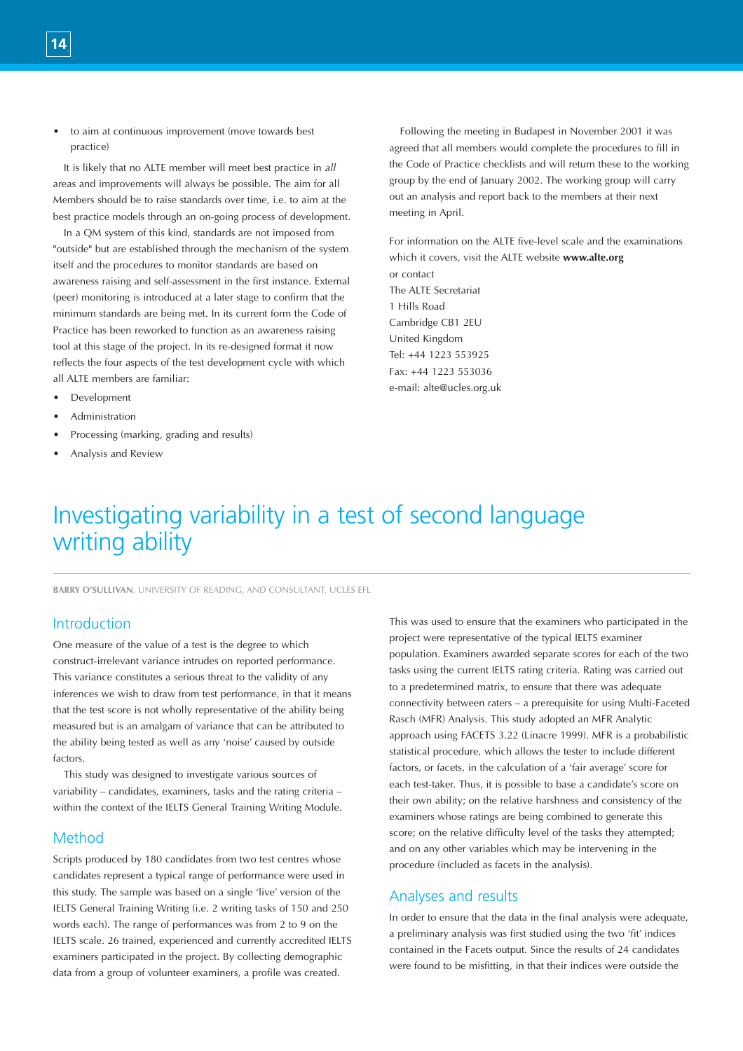- to aim at continuous improvement (move towards best practice)

It is likely that no ALTE member will meet best practice in *all* areas and improvements will always be possible. The aim for all Members should be to raise standards over time, i.e. to aim at the best practice models through an on-going process of development.

In a QM system of this kind, standards are not imposed from "outside" but are established through the mechanism of the system itself and the procedures to monitor standards are based on awareness raising and self-assessment in the first instance. External (peer) monitoring is introduced at a later stage to confirm that the minimum standards are being met. In its current form the Code of Practice has been reworked to function as an awareness raising tool at this stage of the project. In its re-designed format it now reflects the four aspects of the test development cycle with which all ALTE members are familiar:

- Development
- Administration
- Processing (marking, grading and results)
- Analysis and Review

Following the meeting in Budapest in November 2001 it was agreed that all members would complete the procedures to fill in the Code of Practice checklists and will return these to the working group by the end of January 2002. The working group will carry out an analysis and report back to the members at their next meeting in April.

For information on the ALTE five-level scale and the examinations which it covers, visit the ALTE website **www.alte.org**
or contact
The ALTE Secretariat
1 Hills Road
Cambridge CB1 2EU
United Kingdom
Tel: +44 1223 553925
Fax: +44 1223 553036
e-mail: alte@ucles.org.uk

# Investigating variability in a test of second language writing ability

**BARRY O'SULLIVAN**, UNIVERSITY OF READING, AND CONSULTANT, UCLES EFL

## Introduction

One measure of the value of a test is the degree to which construct-irrelevant variance intrudes on reported performance. This variance constitutes a serious threat to the validity of any inferences we wish to draw from test performance, in that it means that the test score is not wholly representative of the ability being measured but is an amalgam of variance that can be attributed to the ability being tested as well as any 'noise' caused by outside factors.

This study was designed to investigate various sources of variability – candidates, examiners, tasks and the rating criteria – within the context of the IELTS General Training Writing Module.

## Method

Scripts produced by 180 candidates from two test centres whose candidates represent a typical range of performance were used in this study. The sample was based on a single 'live' version of the IELTS General Training Writing (i.e. 2 writing tasks of 150 and 250 words each). The range of performances was from 2 to 9 on the IELTS scale. 26 trained, experienced and currently accredited IELTS examiners participated in the project. By collecting demographic data from a group of volunteer examiners, a profile was created. This was used to ensure that the examiners who participated in the project were representative of the typical IELTS examiner population. Examiners awarded separate scores for each of the two tasks using the current IELTS rating criteria. Rating was carried out to a predetermined matrix, to ensure that there was adequate connectivity between raters – a prerequisite for using Multi-Faceted Rasch (MFR) Analysis. This study adopted an MFR Analytic approach using FACETS 3.22 (Linacre 1999). MFR is a probabilistic statistical procedure, which allows the tester to include different factors, or facets, in the calculation of a 'fair average' score for each test-taker. Thus, it is possible to base a candidate's score on their own ability; on the relative harshness and consistency of the examiners whose ratings are being combined to generate this score; on the relative difficulty level of the tasks they attempted; and on any other variables which may be intervening in the procedure (included as facets in the analysis).

## Analyses and results

In order to ensure that the data in the final analysis were adequate, a preliminary analysis was first studied using the two 'fit' indices contained in the Facets output. Since the results of 24 candidates were found to be misfitting, in that their indices were outside the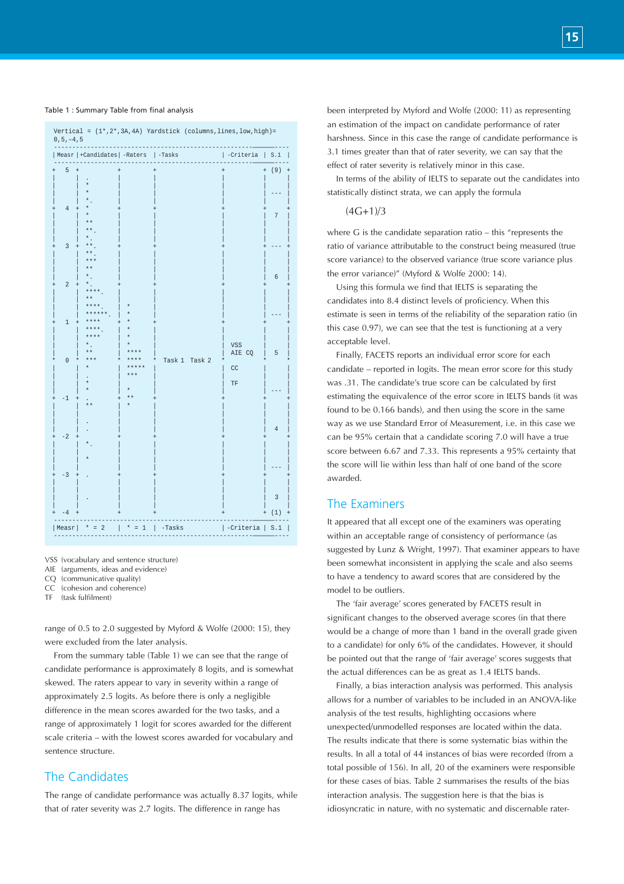Table 1 : Summary Table from final analysis

```
Vertical = (1*,2*,3A,4A) Yardstick (columns,lines,low,high)=
0,5,-4,5
----------------------------------------------------------------
|Measr|+Candidates|-Raters  |-Tasks              |-Criteria | S.1  |
----------------------------------------------------------------
+  5  +           +         +                    +          + (9)  +
|     |  .        |         |                    |          |      |
|     |  *        |         |                    |          |      |
|     |  *        |         |                    |          | ---  |
|     |  *.       |         |                    |          |      |
+  4  +  *        +         +                    +          +      +
|     |  *        |         |                    |          |  7   |
|     |  **       |         |                    |          |      |
|     |  **.      |         |                    |          |      |
|     |  *.       |         |                    |          |      |
+  3  +  **.      +         +                    +          + ---  +
|     |  **.      |         |                    |          |      |
|     |  ***      |         |                    |          |      |
|     |  **       |         |                    |          |      |
|     |  *.       |         |                    |          |  6   |
+  2  +  *.       +         +                    +          +      +
|     |  ****.    |         |                    |          |      |
|     |  **       |         |                    |          |      |
|     |  ****.    |  *      |                    |          |      |
|     |  ******.  |  *      |                    |          | ---  |
+  1  +  ****     +  *      +                    +          +      +
|     |  ****.    |  *      |                    |          |      |
|     |  ****     |  *      |                    |          |      |
|     |  *.       |  *      |                    | VSS      |      |
|     |  **       |  ****   |                    | AIE CQ   |      |
*  0  *  ***      *  ****   *  Task 1  Task 2    *          *  5   *
|     |  *        |  *****  |                    | CC       |      |
|     |  .        |  ***    |                    |          |      |
|     |  *        |         |                    | TF       |      |
|     |  *        |  *      |                    |          | ---  |
+ -1  +  .        +  **     +                    +          +      +
|     |  **       |  *      |                    |          |      |
|     |           |         |                    |          |      |
|     |  .        |         |                    |          |      |
|     |  .        |         |                    |          |  4   |
+ -2  +           +         +                    +          +      +
|     |  *.       |         |                    |          |      |
|     |           |         |                    |          |      |
|     |  *        |         |                    |          | ---  |
|     |           |         |                    |          |      |
+ -3  +  .        +         +                    +          +      +
|     |           |         |                    |          |      |
|     |           |         |                    |          |      |
|     |  .        |         |                    |          |  3   |
|     |           |         |                    |          |      |
+ -4  +           +         +                    +          + (1)  +
----------------------------------------------------------------
|Measr| * = 2     | * = 1   | -Tasks             |-Criteria | S.1  |
----------------------------------------------------------------
```

VSS (vocabulary and sentence structure)
AIE (arguments, ideas and evidence)
CQ (communicative quality)
CC (cohesion and coherence)
TF (task fulfilment)

range of 0.5 to 2.0 suggested by Myford & Wolfe (2000: 15), they were excluded from the later analysis.

From the summary table (Table 1) we can see that the range of candidate performance is approximately 8 logits, and is somewhat skewed. The raters appear to vary in severity within a range of approximately 2.5 logits. As before there is only a negligible difference in the mean scores awarded for the two tasks, and a range of approximately 1 logit for scores awarded for the different scale criteria – with the lowest scores awarded for vocabulary and sentence structure.

## The Candidates

The range of candidate performance was actually 8.37 logits, while that of rater severity was 2.7 logits. The difference in range has been interpreted by Myford and Wolfe (2000: 11) as representing an estimation of the impact on candidate performance of rater harshness. Since in this case the range of candidate performance is 3.1 times greater than that of rater severity, we can say that the effect of rater severity is relatively minor in this case.

In terms of the ability of IELTS to separate out the candidates into statistically distinct strata, we can apply the formula

$$(4G+1)/3$$

where G is the candidate separation ratio – this "represents the ratio of variance attributable to the construct being measured (true score variance) to the observed variance (true score variance plus the error variance)" (Myford & Wolfe 2000: 14).

Using this formula we find that IELTS is separating the candidates into 8.4 distinct levels of proficiency. When this estimate is seen in terms of the reliability of the separation ratio (in this case 0.97), we can see that the test is functioning at a very acceptable level.

Finally, FACETS reports an individual error score for each candidate – reported in logits. The mean error score for this study was .31. The candidate's true score can be calculated by first estimating the equivalence of the error score in IELTS bands (it was found to be 0.166 bands), and then using the score in the same way as we use Standard Error of Measurement, i.e. in this case we can be 95% certain that a candidate scoring 7.0 will have a true score between 6.67 and 7.33. This represents a 95% certainty that the score will lie within less than half of one band of the score awarded.

## The Examiners

It appeared that all except one of the examiners was operating within an acceptable range of consistency of performance (as suggested by Lunz & Wright, 1997). That examiner appears to have been somewhat inconsistent in applying the scale and also seems to have a tendency to award scores that are considered by the model to be outliers.

The 'fair average' scores generated by FACETS result in significant changes to the observed average scores (in that there would be a change of more than 1 band in the overall grade given to a candidate) for only 6% of the candidates. However, it should be pointed out that the range of 'fair average' scores suggests that the actual differences can be as great as 1.4 IELTS bands.

Finally, a bias interaction analysis was performed. This analysis allows for a number of variables to be included in an ANOVA-like analysis of the test results, highlighting occasions where unexpected/unmodelled responses are located within the data. The results indicate that there is some systematic bias within the results. In all a total of 44 instances of bias were recorded (from a total possible of 156). In all, 20 of the examiners were responsible for these cases of bias. Table 2 summarises the results of the bias interaction analysis. The suggestion here is that the bias is idiosyncratic in nature, with no systematic and discernable rater-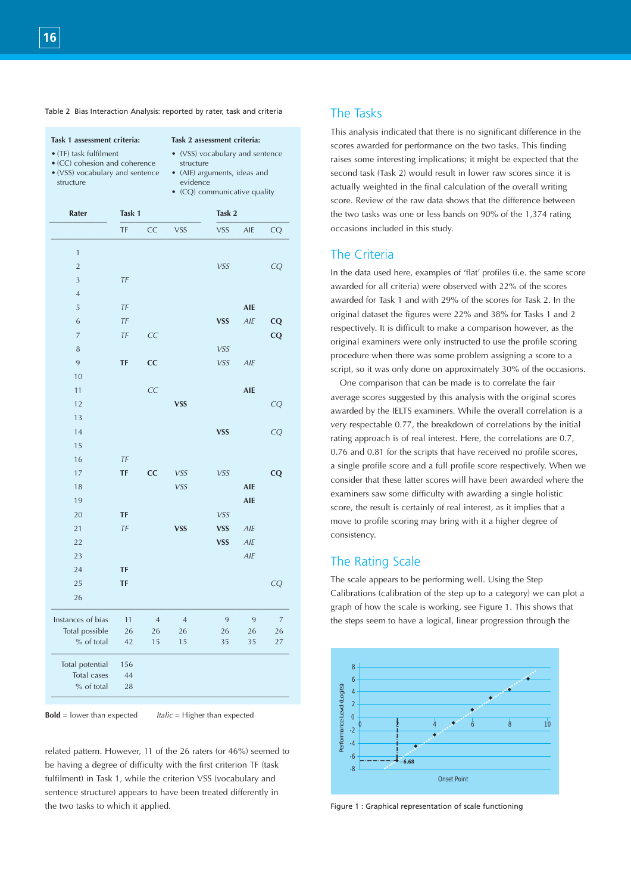Table 2 Bias Interaction Analysis: reported by rater, task and criteria

**Task 1 assessment criteria:**
- (TF) task fulfilment
- (CC) cohesion and coherence
- (VSS) vocabulary and sentence structure

**Task 2 assessment criteria:**
- (VSS) vocabulary and sentence structure
- (AIE) arguments, ideas and evidence
- (CQ) communicative quality

| Rater | Task 1 | | | Task 2 | | |
|---|---|---|---|---|---|---|
| | TF | CC | VSS | VSS | AIE | CQ |
| 1 | | | | | | |
| 2 | | | | *VSS* | | *CQ* |
| 3 | *TF* | | | | | |
| 4 | | | | | | |
| 5 | *TF* | | | | **AIE** | |
| 6 | *TF* | | | **VSS** | *AIE* | **CQ** |
| 7 | *TF* | *CC* | | | | **CQ** |
| 8 | | | | *VSS* | | |
| 9 | **TF** | **CC** | | *VSS* | *AIE* | |
| 10 | | | | | | |
| 11 | | *CC* | | | **AIE** | |
| 12 | | | **VSS** | | | *CQ* |
| 13 | | | | | | |
| 14 | | | | **VSS** | | *CQ* |
| 15 | | | | | | |
| 16 | *TF* | | | | | |
| 17 | **TF** | **CC** | *VSS* | *VSS* | | **CQ** |
| 18 | | | *VSS* | | **AIE** | |
| 19 | | | | | **AIE** | |
| 20 | **TF** | | | *VSS* | | |
| 21 | *TF* | | **VSS** | **VSS** | *AIE* | |
| 22 | | | | **VSS** | *AIE* | |
| 23 | | | | | *AIE* | |
| 24 | **TF** | | | | | |
| 25 | **TF** | | | | | *CQ* |
| 26 | | | | | | |
| Instances of bias | 11 | 4 | 4 | 9 | 9 | 7 |
| Total possible | 26 | 26 | 26 | 26 | 26 | 26 |
| % of total | 42 | 15 | 15 | 35 | 35 | 27 |
| Total potential | 156 | | | | | |
| Total cases | 44 | | | | | |
| % of total | 28 | | | | | |

**Bold** = lower than expected *Italic* = Higher than expected

related pattern. However, 11 of the 26 raters (or 46%) seemed to be having a degree of difficulty with the first criterion TF (task fulfilment) in Task 1, while the criterion VSS (vocabulary and sentence structure) appears to have been treated differently in the two tasks to which it applied.

## The Tasks

This analysis indicated that there is no significant difference in the scores awarded for performance on the two tasks. This finding raises some interesting implications; it might be expected that the second task (Task 2) would result in lower raw scores since it is actually weighted in the final calculation of the overall writing score. Review of the raw data shows that the difference between the two tasks was one or less bands on 90% of the 1,374 rating occasions included in this study.

## The Criteria

In the data used here, examples of 'flat' profiles (i.e. the same score awarded for all criteria) were observed with 22% of the scores awarded for Task 1 and with 29% of the scores for Task 2. In the original dataset the figures were 22% and 38% for Tasks 1 and 2 respectively. It is difficult to make a comparison however, as the original examiners were only instructed to use the profile scoring procedure when there was some problem assigning a score to a script, so it was only done on approximately 30% of the occasions.

One comparison that can be made is to correlate the fair average scores suggested by this analysis with the original scores awarded by the IELTS examiners. While the overall correlation is a very respectable 0.77, the breakdown of correlations by the initial rating approach is of real interest. Here, the correlations are 0.7, 0.76 and 0.81 for the scripts that have received no profile scores, a single profile score and a full profile score respectively. When we consider that these latter scores will have been awarded where the examiners saw some difficulty with awarding a single holistic score, the result is certainly of real interest, as it implies that a move to profile scoring may bring with it a higher degree of consistency.

## The Rating Scale

The scale appears to be performing well. Using the Step Calibrations (calibration of the step up to a category) we can plot a graph of how the scale is working, see Figure 1. This shows that the steps seem to have a logical, linear progression through the

Figure 1 : Graphical representation of scale functioning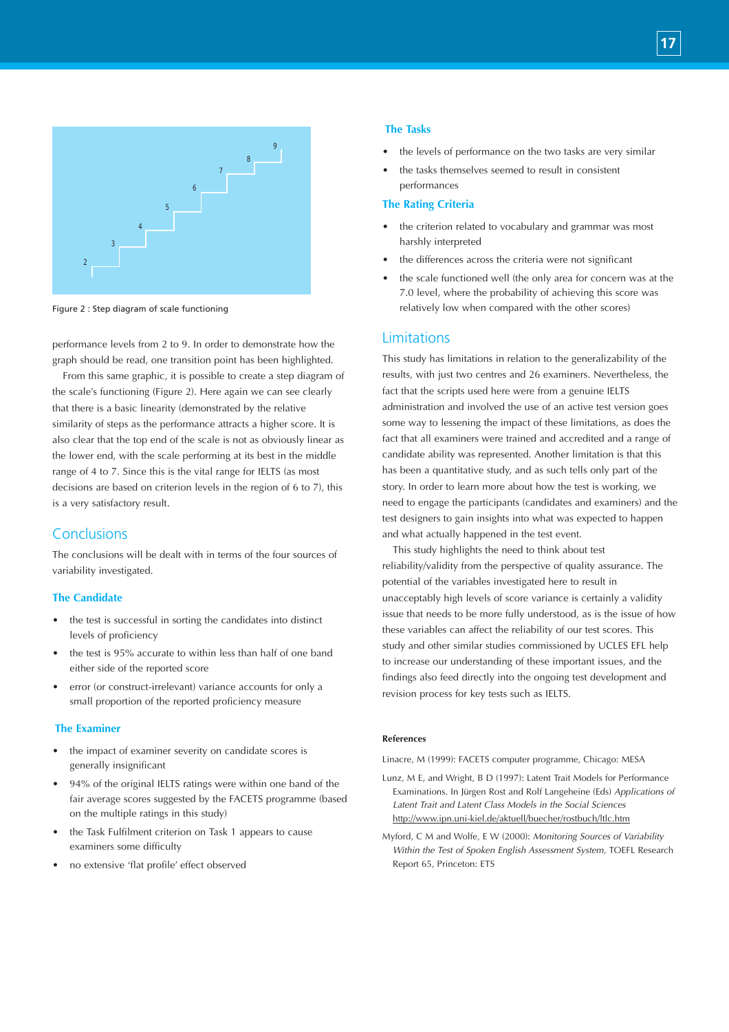Figure 2 : Step diagram of scale functioning

performance levels from 2 to 9. In order to demonstrate how the graph should be read, one transition point has been highlighted.

From this same graphic, it is possible to create a step diagram of the scale's functioning (Figure 2). Here again we can see clearly that there is a basic linearity (demonstrated by the relative similarity of steps as the performance attracts a higher score. It is also clear that the top end of the scale is not as obviously linear as the lower end, with the scale performing at its best in the middle range of 4 to 7. Since this is the vital range for IELTS (as most decisions are based on criterion levels in the region of 6 to 7), this is a very satisfactory result.

## Conclusions

The conclusions will be dealt with in terms of the four sources of variability investigated.

### The Candidate

- the test is successful in sorting the candidates into distinct levels of proficiency
- the test is 95% accurate to within less than half of one band either side of the reported score
- error (or construct-irrelevant) variance accounts for only a small proportion of the reported proficiency measure

### The Examiner

- the impact of examiner severity on candidate scores is generally insignificant
- 94% of the original IELTS ratings were within one band of the fair average scores suggested by the FACETS programme (based on the multiple ratings in this study)
- the Task Fulfilment criterion on Task 1 appears to cause examiners some difficulty
- no extensive 'flat profile' effect observed

### The Tasks

- the levels of performance on the two tasks are very similar
- the tasks themselves seemed to result in consistent performances

### The Rating Criteria

- the criterion related to vocabulary and grammar was most harshly interpreted
- the differences across the criteria were not significant
- the scale functioned well (the only area for concern was at the 7.0 level, where the probability of achieving this score was relatively low when compared with the other scores)

## Limitations

This study has limitations in relation to the generalizability of the results, with just two centres and 26 examiners. Nevertheless, the fact that the scripts used here were from a genuine IELTS administration and involved the use of an active test version goes some way to lessening the impact of these limitations, as does the fact that all examiners were trained and accredited and a range of candidate ability was represented. Another limitation is that this has been a quantitative study, and as such tells only part of the story. In order to learn more about how the test is working, we need to engage the participants (candidates and examiners) and the test designers to gain insights into what was expected to happen and what actually happened in the test event.

This study highlights the need to think about test reliability/validity from the perspective of quality assurance. The potential of the variables investigated here to result in unacceptably high levels of score variance is certainly a validity issue that needs to be more fully understood, as is the issue of how these variables can affect the reliability of our test scores. This study and other similar studies commissioned by UCLES EFL help to increase our understanding of these important issues, and the findings also feed directly into the ongoing test development and revision process for key tests such as IELTS.

#### References

Linacre, M (1999): FACETS computer programme, Chicago: MESA

Lunz, M E, and Wright, B D (1997): Latent Trait Models for Performance Examinations. In Jürgen Rost and Rolf Langeheine (Eds) *Applications of Latent Trait and Latent Class Models in the Social Sciences* http://www.ipn.uni-kiel.de/aktuell/buecher/rostbuch/ltlc.htm

Myford, C M and Wolfe, E W (2000): *Monitoring Sources of Variability Within the Test of Spoken English Assessment System*, TOEFL Research Report 65, Princeton: ETS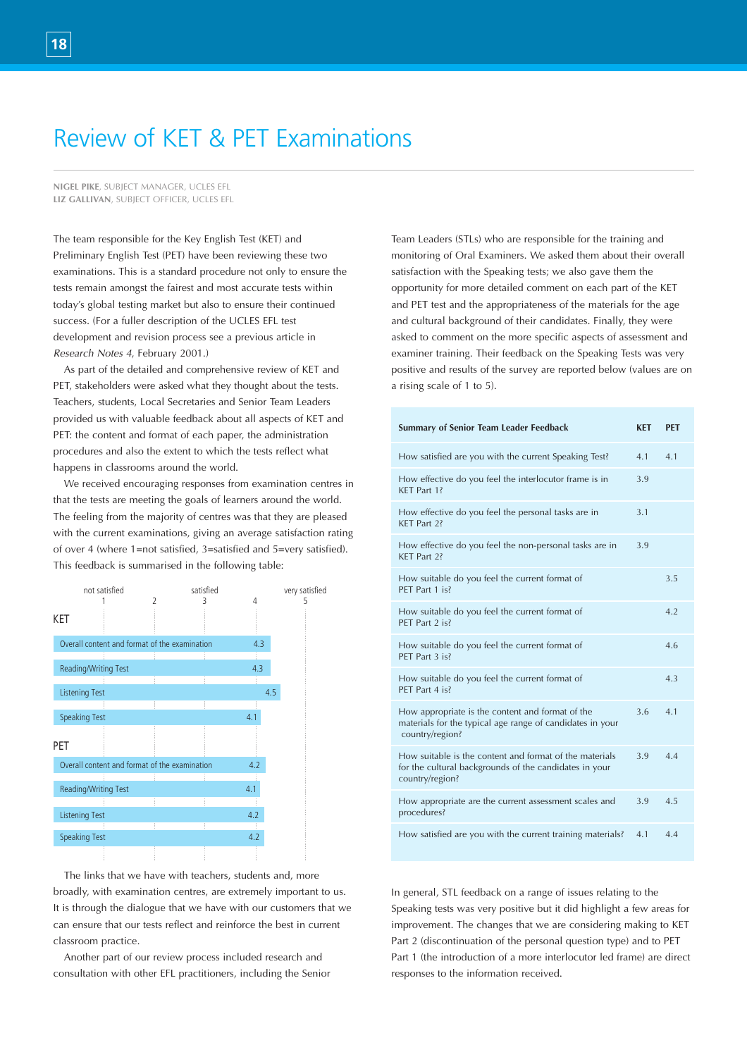# Review of KET & PET Examinations

**NIGEL PIKE**, SUBJECT MANAGER, UCLES EFL
**LIZ GALLIVAN**, SUBJECT OFFICER, UCLES EFL

The team responsible for the Key English Test (KET) and Preliminary English Test (PET) have been reviewing these two examinations. This is a standard procedure not only to ensure the tests remain amongst the fairest and most accurate tests within today's global testing market but also to ensure their continued success. (For a fuller description of the UCLES EFL test development and revision process see a previous article in *Research Notes 4*, February 2001.)

As part of the detailed and comprehensive review of KET and PET, stakeholders were asked what they thought about the tests. Teachers, students, Local Secretaries and Senior Team Leaders provided us with valuable feedback about all aspects of KET and PET: the content and format of each paper, the administration procedures and also the extent to which the tests reflect what happens in classrooms around the world.

We received encouraging responses from examination centres in that the tests are meeting the goals of learners around the world. The feeling from the majority of centres was that they are pleased with the current examinations, giving an average satisfaction rating of over 4 (where 1=not satisfied, 3=satisfied and 5=very satisfied). This feedback is summarised in the following table:

| | Rating (1 = not satisfied, 3 = satisfied, 5 = very satisfied) |
|---|---|
| **KET** | |
| Overall content and format of the examination | 4.3 |
| Reading/Writing Test | 4.3 |
| Listening Test | 4.5 |
| Speaking Test | 4.1 |
| **PET** | |
| Overall content and format of the examination | 4.2 |
| Reading/Writing Test | 4.1 |
| Listening Test | 4.2 |
| Speaking Test | 4.2 |

The links that we have with teachers, students and, more broadly, with examination centres, are extremely important to us. It is through the dialogue that we have with our customers that we can ensure that our tests reflect and reinforce the best in current classroom practice.

Another part of our review process included research and consultation with other EFL practitioners, including the Senior Team Leaders (STLs) who are responsible for the training and monitoring of Oral Examiners. We asked them about their overall satisfaction with the Speaking tests; we also gave them the opportunity for more detailed comment on each part of the KET and PET test and the appropriateness of the materials for the age and cultural background of their candidates. Finally, they were asked to comment on the more specific aspects of assessment and examiner training. Their feedback on the Speaking Tests was very positive and results of the survey are reported below (values are on a rising scale of 1 to 5).

| Summary of Senior Team Leader Feedback | KET | PET |
|---|---|---|
| How satisfied are you with the current Speaking Test? | 4.1 | 4.1 |
| How effective do you feel the interlocutor frame is in KET Part 1? | 3.9 | |
| How effective do you feel the personal tasks are in KET Part 2? | 3.1 | |
| How effective do you feel the non-personal tasks are in KET Part 2? | 3.9 | |
| How suitable do you feel the current format of PET Part 1 is? | | 3.5 |
| How suitable do you feel the current format of PET Part 2 is? | | 4.2 |
| How suitable do you feel the current format of PET Part 3 is? | | 4.6 |
| How suitable do you feel the current format of PET Part 4 is? | | 4.3 |
| How appropriate is the content and format of the materials for the typical age range of candidates in your country/region? | 3.6 | 4.1 |
| How suitable is the content and format of the materials for the cultural backgrounds of the candidates in your country/region? | 3.9 | 4.4 |
| How appropriate are the current assessment scales and procedures? | 3.9 | 4.5 |
| How satisfied are you with the current training materials? | 4.1 | 4.4 |

In general, STL feedback on a range of issues relating to the Speaking tests was very positive but it did highlight a few areas for improvement. The changes that we are considering making to KET Part 2 (discontinuation of the personal question type) and to PET Part 1 (the introduction of a more interlocutor led frame) are direct responses to the information received.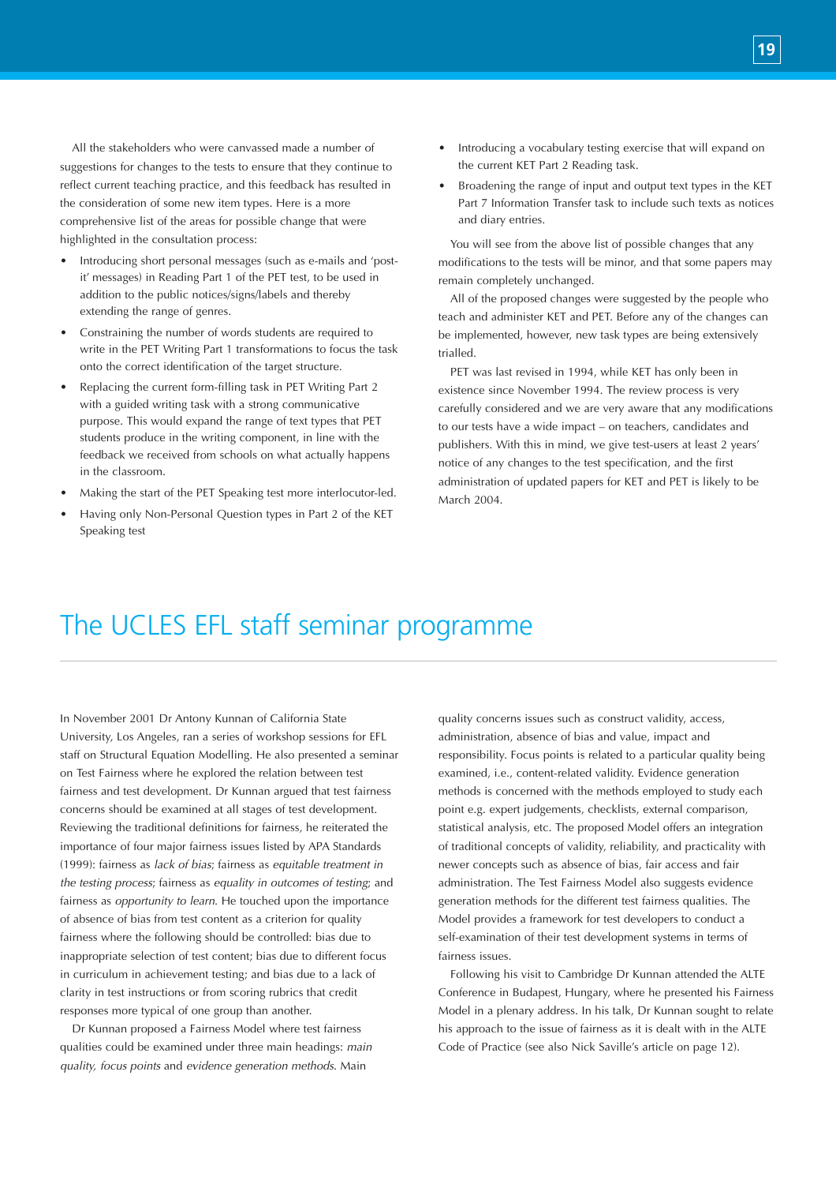All the stakeholders who were canvassed made a number of suggestions for changes to the tests to ensure that they continue to reflect current teaching practice, and this feedback has resulted in the consideration of some new item types. Here is a more comprehensive list of the areas for possible change that were highlighted in the consultation process:

- Introducing short personal messages (such as e-mails and 'post-it' messages) in Reading Part 1 of the PET test, to be used in addition to the public notices/signs/labels and thereby extending the range of genres.
- Constraining the number of words students are required to write in the PET Writing Part 1 transformations to focus the task onto the correct identification of the target structure.
- Replacing the current form-filling task in PET Writing Part 2 with a guided writing task with a strong communicative purpose. This would expand the range of text types that PET students produce in the writing component, in line with the feedback we received from schools on what actually happens in the classroom.
- Making the start of the PET Speaking test more interlocutor-led.
- Having only Non-Personal Question types in Part 2 of the KET Speaking test
- Introducing a vocabulary testing exercise that will expand on the current KET Part 2 Reading task.
- Broadening the range of input and output text types in the KET Part 7 Information Transfer task to include such texts as notices and diary entries.

You will see from the above list of possible changes that any modifications to the tests will be minor, and that some papers may remain completely unchanged.

All of the proposed changes were suggested by the people who teach and administer KET and PET. Before any of the changes can be implemented, however, new task types are being extensively trialled.

PET was last revised in 1994, while KET has only been in existence since November 1994. The review process is very carefully considered and we are very aware that any modifications to our tests have a wide impact – on teachers, candidates and publishers. With this in mind, we give test-users at least 2 years' notice of any changes to the test specification, and the first administration of updated papers for KET and PET is likely to be March 2004.

# The UCLES EFL staff seminar programme

In November 2001 Dr Antony Kunnan of California State University, Los Angeles, ran a series of workshop sessions for EFL staff on Structural Equation Modelling. He also presented a seminar on Test Fairness where he explored the relation between test fairness and test development. Dr Kunnan argued that test fairness concerns should be examined at all stages of test development. Reviewing the traditional definitions for fairness, he reiterated the importance of four major fairness issues listed by APA Standards (1999): fairness as *lack of bias*; fairness as *equitable treatment in the testing process*; fairness as *equality in outcomes of testing*; and fairness as *opportunity to learn*. He touched upon the importance of absence of bias from test content as a criterion for quality fairness where the following should be controlled: bias due to inappropriate selection of test content; bias due to different focus in curriculum in achievement testing; and bias due to a lack of clarity in test instructions or from scoring rubrics that credit responses more typical of one group than another.

Dr Kunnan proposed a Fairness Model where test fairness qualities could be examined under three main headings: *main quality, focus points* and *evidence generation methods*. Main quality concerns issues such as construct validity, access, administration, absence of bias and value, impact and responsibility. Focus points is related to a particular quality being examined, i.e., content-related validity. Evidence generation methods is concerned with the methods employed to study each point e.g. expert judgements, checklists, external comparison, statistical analysis, etc. The proposed Model offers an integration of traditional concepts of validity, reliability, and practicality with newer concepts such as absence of bias, fair access and fair administration. The Test Fairness Model also suggests evidence generation methods for the different test fairness qualities. The Model provides a framework for test developers to conduct a self-examination of their test development systems in terms of fairness issues.

Following his visit to Cambridge Dr Kunnan attended the ALTE Conference in Budapest, Hungary, where he presented his Fairness Model in a plenary address. In his talk, Dr Kunnan sought to relate his approach to the issue of fairness as it is dealt with in the ALTE Code of Practice (see also Nick Saville's article on page 12).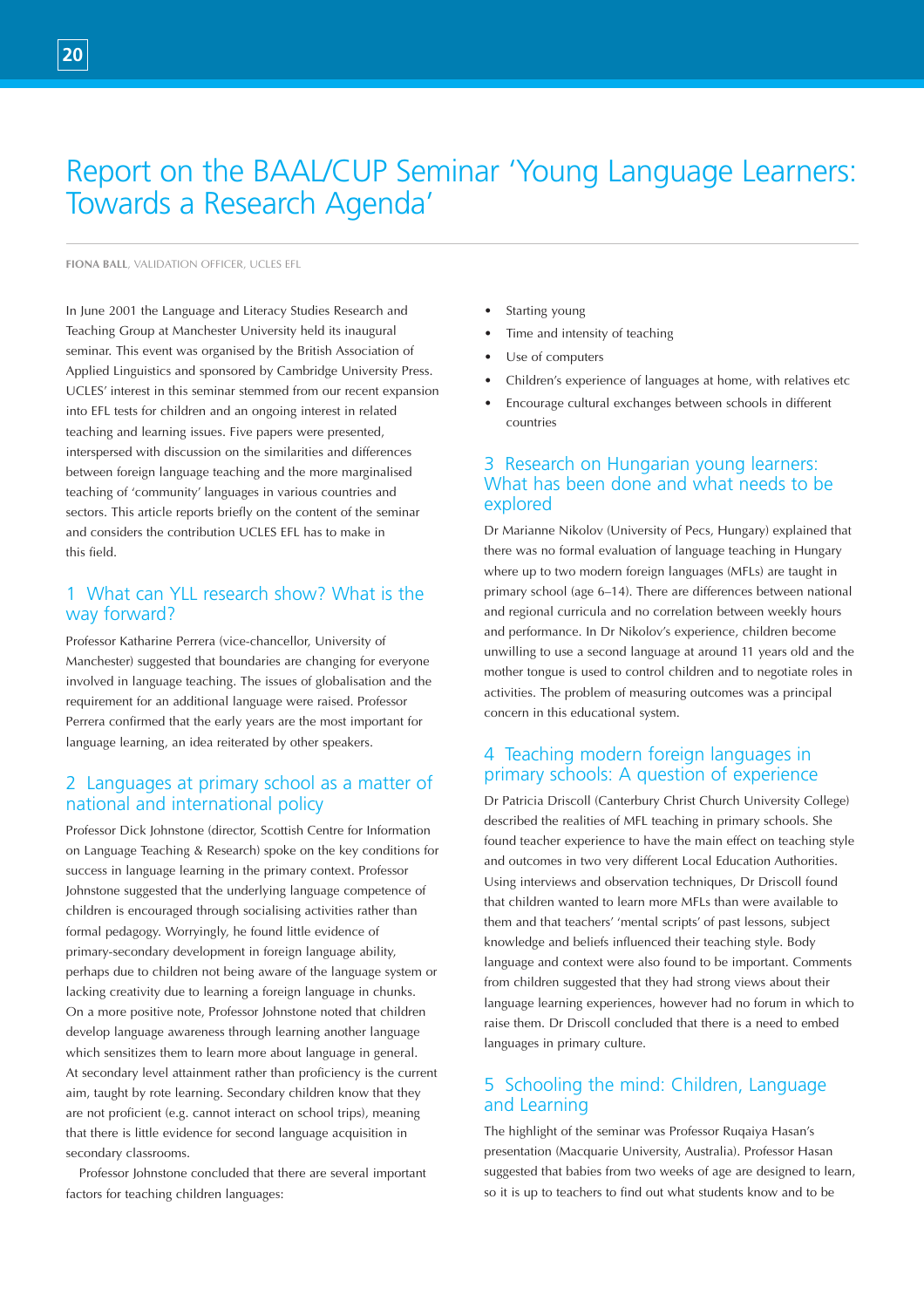# Report on the BAAL/CUP Seminar 'Young Language Learners: Towards a Research Agenda'

**FIONA BALL**, VALIDATION OFFICER, UCLES EFL

In June 2001 the Language and Literacy Studies Research and Teaching Group at Manchester University held its inaugural seminar. This event was organised by the British Association of Applied Linguistics and sponsored by Cambridge University Press. UCLES' interest in this seminar stemmed from our recent expansion into EFL tests for children and an ongoing interest in related teaching and learning issues. Five papers were presented, interspersed with discussion on the similarities and differences between foreign language teaching and the more marginalised teaching of 'community' languages in various countries and sectors. This article reports briefly on the content of the seminar and considers the contribution UCLES EFL has to make in this field.

## 1 What can YLL research show? What is the way forward?

Professor Katharine Perrera (vice-chancellor, University of Manchester) suggested that boundaries are changing for everyone involved in language teaching. The issues of globalisation and the requirement for an additional language were raised. Professor Perrera confirmed that the early years are the most important for language learning, an idea reiterated by other speakers.

## 2 Languages at primary school as a matter of national and international policy

Professor Dick Johnstone (director, Scottish Centre for Information on Language Teaching & Research) spoke on the key conditions for success in language learning in the primary context. Professor Johnstone suggested that the underlying language competence of children is encouraged through socialising activities rather than formal pedagogy. Worryingly, he found little evidence of primary-secondary development in foreign language ability, perhaps due to children not being aware of the language system or lacking creativity due to learning a foreign language in chunks. On a more positive note, Professor Johnstone noted that children develop language awareness through learning another language which sensitizes them to learn more about language in general. At secondary level attainment rather than proficiency is the current aim, taught by rote learning. Secondary children know that they are not proficient (e.g. cannot interact on school trips), meaning that there is little evidence for second language acquisition in secondary classrooms.

Professor Johnstone concluded that there are several important factors for teaching children languages:

- Starting young
- Time and intensity of teaching
- Use of computers
- Children's experience of languages at home, with relatives etc
- Encourage cultural exchanges between schools in different countries

## 3 Research on Hungarian young learners: What has been done and what needs to be explored

Dr Marianne Nikolov (University of Pecs, Hungary) explained that there was no formal evaluation of language teaching in Hungary where up to two modern foreign languages (MFLs) are taught in primary school (age 6–14). There are differences between national and regional curricula and no correlation between weekly hours and performance. In Dr Nikolov's experience, children become unwilling to use a second language at around 11 years old and the mother tongue is used to control children and to negotiate roles in activities. The problem of measuring outcomes was a principal concern in this educational system.

## 4 Teaching modern foreign languages in primary schools: A question of experience

Dr Patricia Driscoll (Canterbury Christ Church University College) described the realities of MFL teaching in primary schools. She found teacher experience to have the main effect on teaching style and outcomes in two very different Local Education Authorities. Using interviews and observation techniques, Dr Driscoll found that children wanted to learn more MFLs than were available to them and that teachers' 'mental scripts' of past lessons, subject knowledge and beliefs influenced their teaching style. Body language and context were also found to be important. Comments from children suggested that they had strong views about their language learning experiences, however had no forum in which to raise them. Dr Driscoll concluded that there is a need to embed languages in primary culture.

## 5 Schooling the mind: Children, Language and Learning

The highlight of the seminar was Professor Ruqaiya Hasan's presentation (Macquarie University, Australia). Professor Hasan suggested that babies from two weeks of age are designed to learn, so it is up to teachers to find out what students know and to be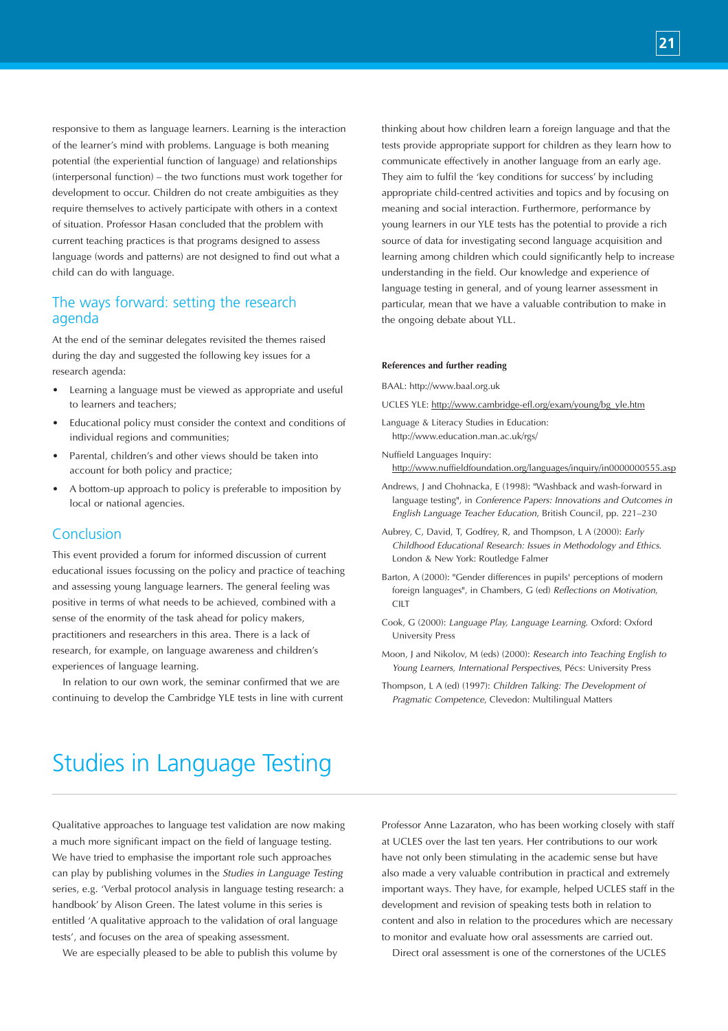responsive to them as language learners. Learning is the interaction of the learner's mind with problems. Language is both meaning potential (the experiential function of language) and relationships (interpersonal function) – the two functions must work together for development to occur. Children do not create ambiguities as they require themselves to actively participate with others in a context of situation. Professor Hasan concluded that the problem with current teaching practices is that programs designed to assess language (words and patterns) are not designed to find out what a child can do with language.

## The ways forward: setting the research agenda

At the end of the seminar delegates revisited the themes raised during the day and suggested the following key issues for a research agenda:

- Learning a language must be viewed as appropriate and useful to learners and teachers;
- Educational policy must consider the context and conditions of individual regions and communities;
- Parental, children's and other views should be taken into account for both policy and practice;
- A bottom-up approach to policy is preferable to imposition by local or national agencies.

## Conclusion

This event provided a forum for informed discussion of current educational issues focussing on the policy and practice of teaching and assessing young language learners. The general feeling was positive in terms of what needs to be achieved, combined with a sense of the enormity of the task ahead for policy makers, practitioners and researchers in this area. There is a lack of research, for example, on language awareness and children's experiences of language learning.

In relation to our own work, the seminar confirmed that we are continuing to develop the Cambridge YLE tests in line with current thinking about how children learn a foreign language and that the tests provide appropriate support for children as they learn how to communicate effectively in another language from an early age. They aim to fulfil the 'key conditions for success' by including appropriate child-centred activities and topics and by focusing on meaning and social interaction. Furthermore, performance by young learners in our YLE tests has the potential to provide a rich source of data for investigating second language acquisition and learning among children which could significantly help to increase understanding in the field. Our knowledge and experience of language testing in general, and of young learner assessment in particular, mean that we have a valuable contribution to make in the ongoing debate about YLL.

#### References and further reading

BAAL: http://www.baal.org.uk

UCLES YLE: http://www.cambridge-efl.org/exam/young/bg_yle.htm

Language & Literacy Studies in Education: http://www.education.man.ac.uk/rgs/

Nuffield Languages Inquiry: http://www.nuffieldfoundation.org/languages/inquiry/in0000000555.asp

Andrews, J and Chohnacka, E (1998): "Washback and wash-forward in language testing", in *Conference Papers: Innovations and Outcomes in English Language Teacher Education*, British Council, pp. 221–230

Aubrey, C, David, T, Godfrey, R, and Thompson, L A (2000): *Early Childhood Educational Research: Issues in Methodology and Ethics*. London & New York: Routledge Falmer

Barton, A (2000): "Gender differences in pupils' perceptions of modern foreign languages", in Chambers, G (ed) *Reflections on Motivation*, CILT

Cook, G (2000): *Language Play, Language Learning*. Oxford: Oxford University Press

Moon, J and Nikolov, M (eds) (2000): *Research into Teaching English to Young Learners, International Perspectives*, Pécs: University Press

Thompson, L A (ed) (1997): *Children Talking: The Development of Pragmatic Competence*, Clevedon: Multilingual Matters

# Studies in Language Testing

Qualitative approaches to language test validation are now making a much more significant impact on the field of language testing. We have tried to emphasise the important role such approaches can play by publishing volumes in the *Studies in Language Testing* series, e.g. 'Verbal protocol analysis in language testing research: a handbook' by Alison Green. The latest volume in this series is entitled 'A qualitative approach to the validation of oral language tests', and focuses on the area of speaking assessment.

We are especially pleased to be able to publish this volume by Professor Anne Lazaraton, who has been working closely with staff at UCLES over the last ten years. Her contributions to our work have not only been stimulating in the academic sense but have also made a very valuable contribution in practical and extremely important ways. They have, for example, helped UCLES staff in the development and revision of speaking tests both in relation to content and also in relation to the procedures which are necessary to monitor and evaluate how oral assessments are carried out.

Direct oral assessment is one of the cornerstones of the UCLES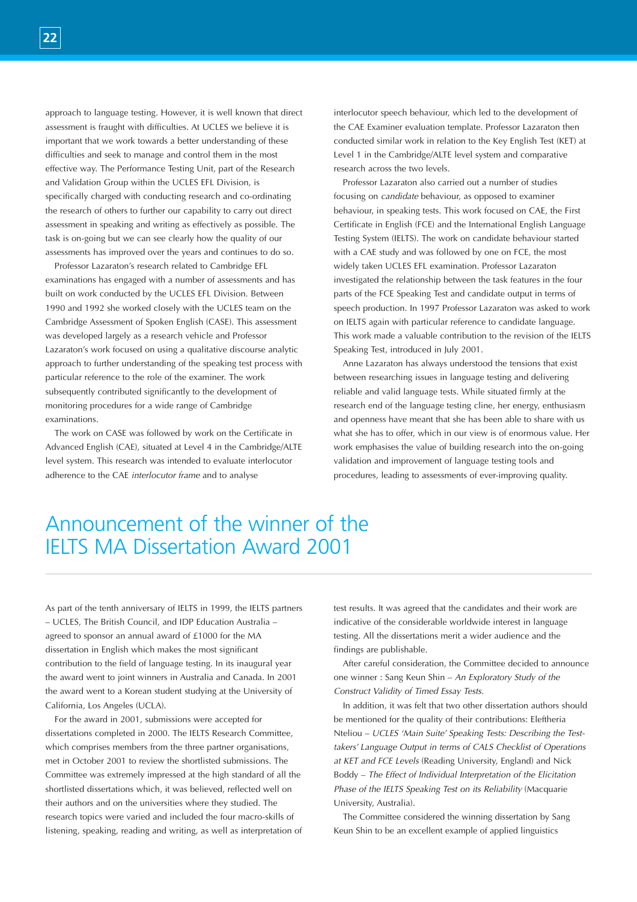approach to language testing. However, it is well known that direct assessment is fraught with difficulties. At UCLES we believe it is important that we work towards a better understanding of these difficulties and seek to manage and control them in the most effective way. The Performance Testing Unit, part of the Research and Validation Group within the UCLES EFL Division, is specifically charged with conducting research and co-ordinating the research of others to further our capability to carry out direct assessment in speaking and writing as effectively as possible. The task is on-going but we can see clearly how the quality of our assessments has improved over the years and continues to do so.

Professor Lazaraton's research related to Cambridge EFL examinations has engaged with a number of assessments and has built on work conducted by the UCLES EFL Division. Between 1990 and 1992 she worked closely with the UCLES team on the Cambridge Assessment of Spoken English (CASE). This assessment was developed largely as a research vehicle and Professor Lazaraton's work focused on using a qualitative discourse analytic approach to further understanding of the speaking test process with particular reference to the role of the examiner. The work subsequently contributed significantly to the development of monitoring procedures for a wide range of Cambridge examinations.

The work on CASE was followed by work on the Certificate in Advanced English (CAE), situated at Level 4 in the Cambridge/ALTE level system. This research was intended to evaluate interlocutor adherence to the CAE *interlocutor frame* and to analyse interlocutor speech behaviour, which led to the development of the CAE Examiner evaluation template. Professor Lazaraton then conducted similar work in relation to the Key English Test (KET) at Level 1 in the Cambridge/ALTE level system and comparative research across the two levels.

Professor Lazaraton also carried out a number of studies focusing on *candidate* behaviour, as opposed to examiner behaviour, in speaking tests. This work focused on CAE, the First Certificate in English (FCE) and the International English Language Testing System (IELTS). The work on candidate behaviour started with a CAE study and was followed by one on FCE, the most widely taken UCLES EFL examination. Professor Lazaraton investigated the relationship between the task features in the four parts of the FCE Speaking Test and candidate output in terms of speech production. In 1997 Professor Lazaraton was asked to work on IELTS again with particular reference to candidate language. This work made a valuable contribution to the revision of the IELTS Speaking Test, introduced in July 2001.

Anne Lazaraton has always understood the tensions that exist between researching issues in language testing and delivering reliable and valid language tests. While situated firmly at the research end of the language testing cline, her energy, enthusiasm and openness have meant that she has been able to share with us what she has to offer, which in our view is of enormous value. Her work emphasises the value of building research into the on-going validation and improvement of language testing tools and procedures, leading to assessments of ever-improving quality.

# Announcement of the winner of the IELTS MA Dissertation Award 2001

As part of the tenth anniversary of IELTS in 1999, the IELTS partners – UCLES, The British Council, and IDP Education Australia – agreed to sponsor an annual award of £1000 for the MA dissertation in English which makes the most significant contribution to the field of language testing. In its inaugural year the award went to joint winners in Australia and Canada. In 2001 the award went to a Korean student studying at the University of California, Los Angeles (UCLA).

For the award in 2001, submissions were accepted for dissertations completed in 2000. The IELTS Research Committee, which comprises members from the three partner organisations, met in October 2001 to review the shortlisted submissions. The Committee was extremely impressed at the high standard of all the shortlisted dissertations which, it was believed, reflected well on their authors and on the universities where they studied. The research topics were varied and included the four macro-skills of listening, speaking, reading and writing, as well as interpretation of test results. It was agreed that the candidates and their work are indicative of the considerable worldwide interest in language testing. All the dissertations merit a wider audience and the findings are publishable.

After careful consideration, the Committee decided to announce one winner : Sang Keun Shin – *An Exploratory Study of the Construct Validity of Timed Essay Tests.*

In addition, it was felt that two other dissertation authors should be mentioned for the quality of their contributions: Eleftheria Nteliou – *UCLES 'Main Suite' Speaking Tests: Describing the Test-takers' Language Output in terms of CALS Checklist of Operations at KET and FCE Levels* (Reading University, England) and Nick Boddy – *The Effect of Individual Interpretation of the Elicitation Phase of the IELTS Speaking Test on its Reliability* (Macquarie University, Australia).

The Committee considered the winning dissertation by Sang Keun Shin to be an excellent example of applied linguistics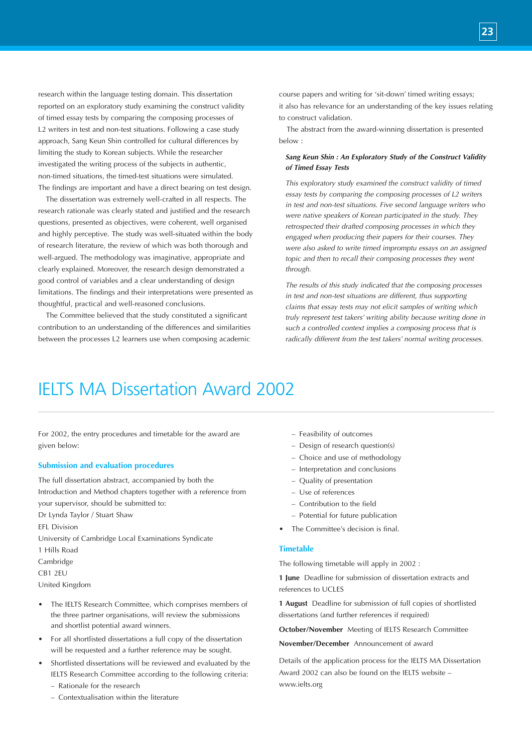research within the language testing domain. This dissertation reported on an exploratory study examining the construct validity of timed essay tests by comparing the composing processes of L2 writers in test and non-test situations. Following a case study approach, Sang Keun Shin controlled for cultural differences by limiting the study to Korean subjects. While the researcher investigated the writing process of the subjects in authentic, non-timed situations, the timed-test situations were simulated. The findings are important and have a direct bearing on test design.

The dissertation was extremely well-crafted in all respects. The research rationale was clearly stated and justified and the research questions, presented as objectives, were coherent, well organised and highly perceptive. The study was well-situated within the body of research literature, the review of which was both thorough and well-argued. The methodology was imaginative, appropriate and clearly explained. Moreover, the research design demonstrated a good control of variables and a clear understanding of design limitations. The findings and their interpretations were presented as thoughtful, practical and well-reasoned conclusions.

The Committee believed that the study constituted a significant contribution to an understanding of the differences and similarities between the processes L2 learners use when composing academic course papers and writing for 'sit-down' timed writing essays; it also has relevance for an understanding of the key issues relating to construct validation.

The abstract from the award-winning dissertation is presented below :

***Sang Keun Shin : An Exploratory Study of the Construct Validity of Timed Essay Tests***

*This exploratory study examined the construct validity of timed essay tests by comparing the composing processes of L2 writers in test and non-test situations. Five second language writers who were native speakers of Korean participated in the study. They retrospected their drafted composing processes in which they engaged when producing their papers for their courses. They were also asked to write timed impromptu essays on an assigned topic and then to recall their composing processes they went through.*

*The results of this study indicated that the composing processes in test and non-test situations are different, thus supporting claims that essay tests may not elicit samples of writing which truly represent test takers' writing ability because writing done in such a controlled context implies a composing process that is radically different from the test takers' normal writing processes.*

# IELTS MA Dissertation Award 2002

For 2002, the entry procedures and timetable for the award are given below:

### Submission and evaluation procedures

The full dissertation abstract, accompanied by both the Introduction and Method chapters together with a reference from your supervisor, should be submitted to:

Dr Lynda Taylor / Stuart Shaw
EFL Division
University of Cambridge Local Examinations Syndicate
1 Hills Road
Cambridge
CB1 2EU
United Kingdom

- The IELTS Research Committee, which comprises members of the three partner organisations, will review the submissions and shortlist potential award winners.
- For all shortlisted dissertations a full copy of the dissertation will be requested and a further reference may be sought.
- Shortlisted dissertations will be reviewed and evaluated by the IELTS Research Committee according to the following criteria:
  - Rationale for the research
  - Contextualisation within the literature
  - Feasibility of outcomes
  - Design of research question(s)
  - Choice and use of methodology
  - Interpretation and conclusions
  - Quality of presentation
  - Use of references
  - Contribution to the field
  - Potential for future publication
- The Committee's decision is final.

### Timetable

The following timetable will apply in 2002 :

**1 June** Deadline for submission of dissertation extracts and references to UCLES

**1 August** Deadline for submission of full copies of shortlisted dissertations (and further references if required)

**October/November** Meeting of IELTS Research Committee

**November/December** Announcement of award

Details of the application process for the IELTS MA Dissertation Award 2002 can also be found on the IELTS website – www.ielts.org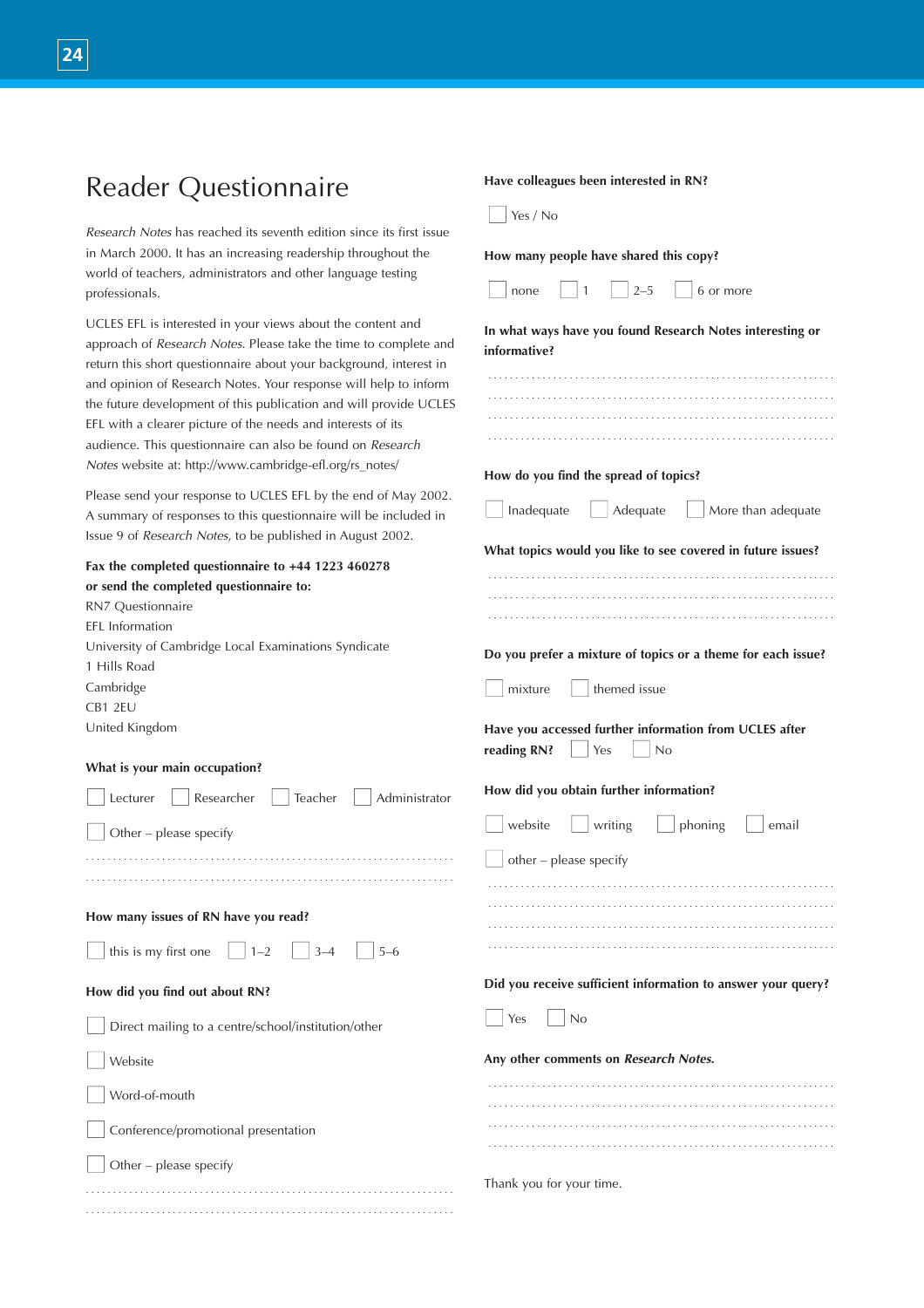# Reader Questionnaire

*Research Notes* has reached its seventh edition since its first issue in March 2000. It has an increasing readership throughout the world of teachers, administrators and other language testing professionals.

UCLES EFL is interested in your views about the content and approach of *Research Notes*. Please take the time to complete and return this short questionnaire about your background, interest in and opinion of Research Notes. Your response will help to inform the future development of this publication and will provide UCLES EFL with a clearer picture of the needs and interests of its audience. This questionnaire can also be found on *Research Notes* website at: http://www.cambridge-efl.org/rs_notes/

Please send your response to UCLES EFL by the end of May 2002. A summary of responses to this questionnaire will be included in Issue 9 of *Research Notes*, to be published in August 2002.

**Fax the completed questionnaire to +44 1223 460278**
**or send the completed questionnaire to:**

RN7 Questionnaire
EFL Information
University of Cambridge Local Examinations Syndicate
1 Hills Road
Cambridge
CB1 2EU
United Kingdom

**What is your main occupation?**

☐ Lecturer ☐ Researcher ☐ Teacher ☐ Administrator

☐ Other – please specify

..............................................................................

..............................................................................

**How many issues of RN have you read?**

☐ this is my first one ☐ 1–2 ☐ 3–4 ☐ 5–6

**How did you find out about RN?**

☐ Direct mailing to a centre/school/institution/other

☐ Website

☐ Word-of-mouth

☐ Conference/promotional presentation

☐ Other – please specify

..............................................................................

..............................................................................

**Have colleagues been interested in RN?**

☐ Yes / No

**How many people have shared this copy?**

☐ none ☐ 1 ☐ 2–5 ☐ 6 or more

**In what ways have you found Research Notes interesting or informative?**

..............................................................................

..............................................................................

..............................................................................

..............................................................................

**How do you find the spread of topics?**

☐ Inadequate ☐ Adequate ☐ More than adequate

**What topics would you like to see covered in future issues?**

..............................................................................

..............................................................................

..............................................................................

**Do you prefer a mixture of topics or a theme for each issue?**

☐ mixture ☐ themed issue

**Have you accessed further information from UCLES after reading RN?** ☐ Yes ☐ No

**How did you obtain further information?**

☐ website ☐ writing ☐ phoning ☐ email

☐ other – please specify

..............................................................................

..............................................................................

..............................................................................

..............................................................................

**Did you receive sufficient information to answer your query?**

☐ Yes ☐ No

**Any other comments on *Research Notes.***

..............................................................................

..............................................................................

..............................................................................

..............................................................................

Thank you for your time.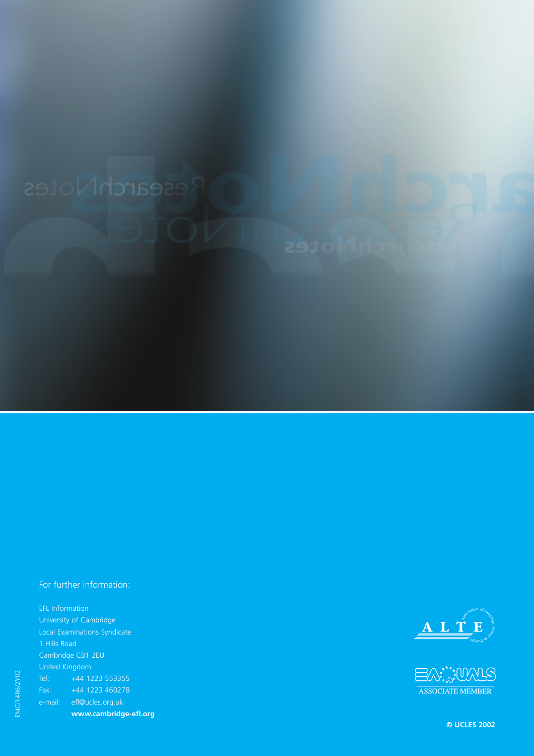For further information:

EFL Information  
University of Cambridge  
Local Examinations Syndicate  
1 Hills Road  
Cambridge CB1 2EU  
United Kingdom

Tel: +44 1223 553355  
Fax: +44 1223 460278  
e-mail: efl@ucles.org.uk  
**www.cambridge-efl.org**

ALTE

EAQUALS ASSOCIATE MEMBER

EMC/1486/2Y02

**© UCLES 2002**